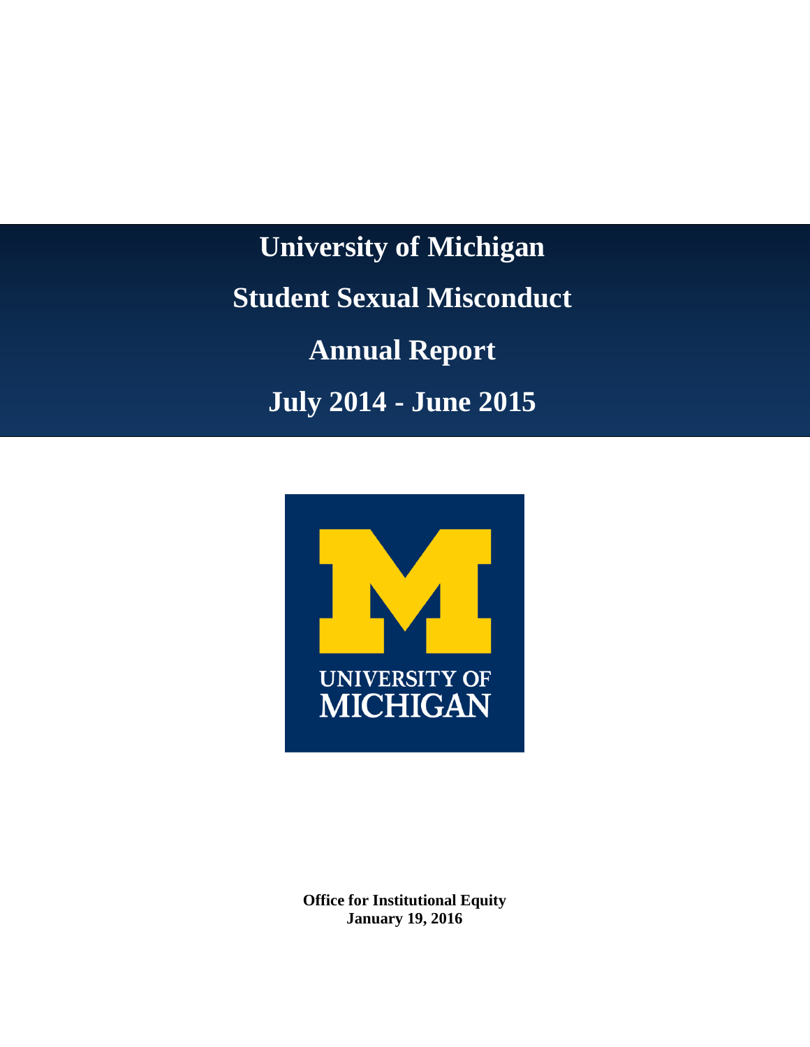# University of Michigan

# Student Sexual Misconduct

# Annual Report

# July 2014 - June 2015

**Office for Institutional Equity**
**January 19, 2016**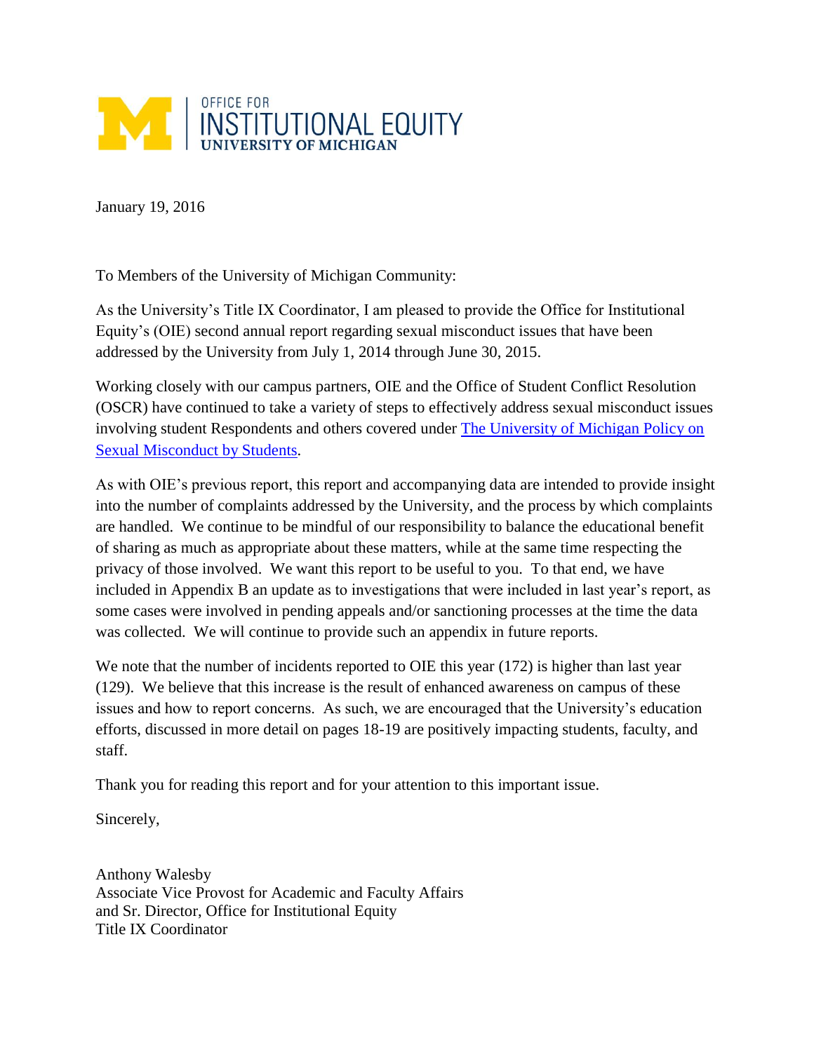OFFICE FOR INSTITUTIONAL EQUITY
UNIVERSITY OF MICHIGAN

January 19, 2016

To Members of the University of Michigan Community:

As the University's Title IX Coordinator, I am pleased to provide the Office for Institutional Equity's (OIE) second annual report regarding sexual misconduct issues that have been addressed by the University from July 1, 2014 through June 30, 2015.

Working closely with our campus partners, OIE and the Office of Student Conflict Resolution (OSCR) have continued to take a variety of steps to effectively address sexual misconduct issues involving student Respondents and others covered under The University of Michigan Policy on Sexual Misconduct by Students.

As with OIE's previous report, this report and accompanying data are intended to provide insight into the number of complaints addressed by the University, and the process by which complaints are handled. We continue to be mindful of our responsibility to balance the educational benefit of sharing as much as appropriate about these matters, while at the same time respecting the privacy of those involved. We want this report to be useful to you. To that end, we have included in Appendix B an update as to investigations that were included in last year's report, as some cases were involved in pending appeals and/or sanctioning processes at the time the data was collected. We will continue to provide such an appendix in future reports.

We note that the number of incidents reported to OIE this year (172) is higher than last year (129). We believe that this increase is the result of enhanced awareness on campus of these issues and how to report concerns. As such, we are encouraged that the University's education efforts, discussed in more detail on pages 18-19 are positively impacting students, faculty, and staff.

Thank you for reading this report and for your attention to this important issue.

Sincerely,

Anthony Walesby
Associate Vice Provost for Academic and Faculty Affairs
and Sr. Director, Office for Institutional Equity
Title IX Coordinator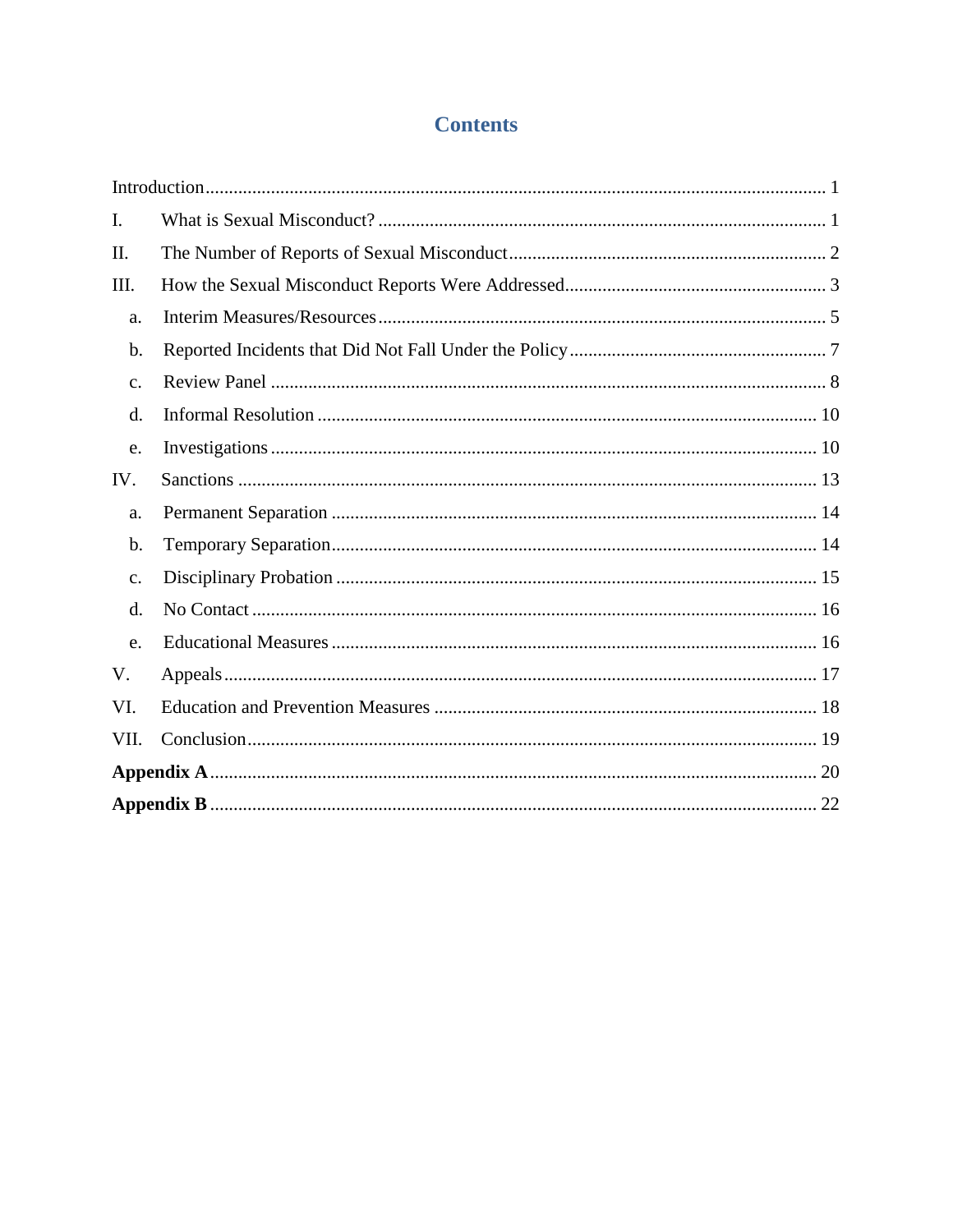# Contents

Introduction .... 1

I. What is Sexual Misconduct? .... 1

II. The Number of Reports of Sexual Misconduct .... 2

III. How the Sexual Misconduct Reports Were Addressed .... 3

- a. Interim Measures/Resources .... 5
- b. Reported Incidents that Did Not Fall Under the Policy .... 7
- c. Review Panel .... 8
- d. Informal Resolution .... 10
- e. Investigations .... 10

IV. Sanctions .... 13

- a. Permanent Separation .... 14
- b. Temporary Separation .... 14
- c. Disciplinary Probation .... 15
- d. No Contact .... 16
- e. Educational Measures .... 16

V. Appeals .... 17

VI. Education and Prevention Measures .... 18

VII. Conclusion .... 19

**Appendix A** .... 20

**Appendix B** .... 22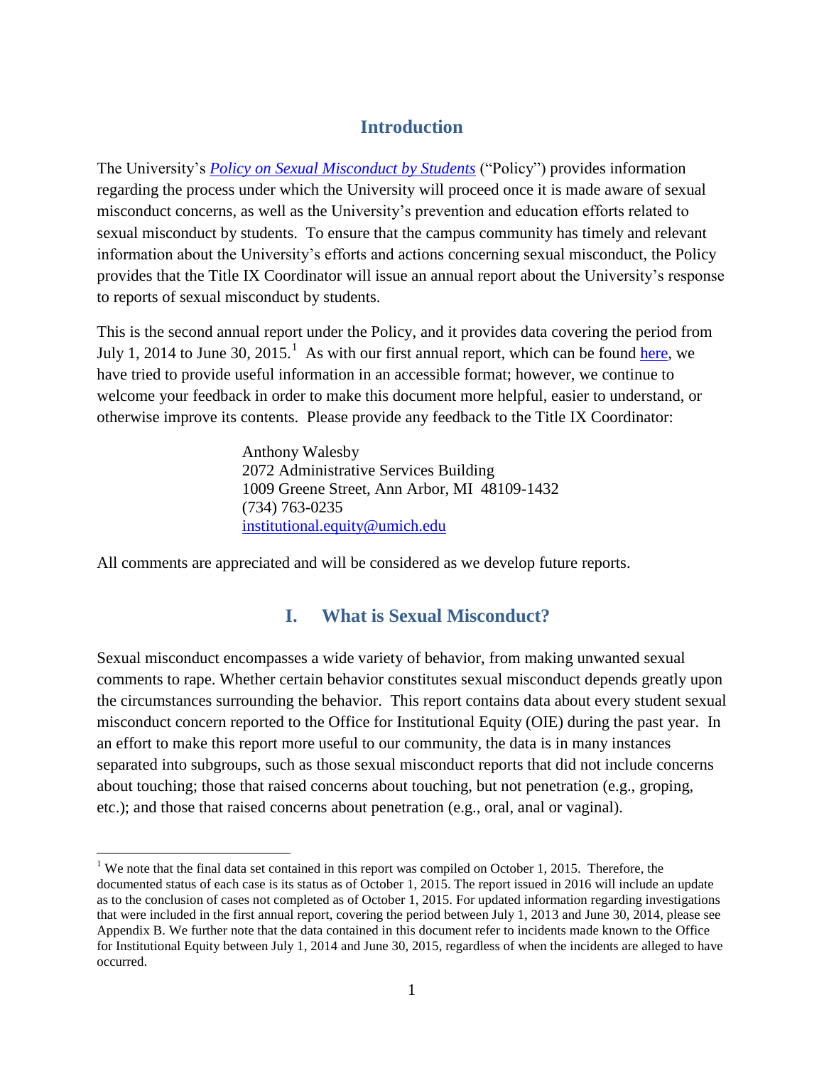## Introduction

The University's [*Policy on Sexual Misconduct by Students*](#) ("Policy") provides information regarding the process under which the University will proceed once it is made aware of sexual misconduct concerns, as well as the University's prevention and education efforts related to sexual misconduct by students. To ensure that the campus community has timely and relevant information about the University's efforts and actions concerning sexual misconduct, the Policy provides that the Title IX Coordinator will issue an annual report about the University's response to reports of sexual misconduct by students.

This is the second annual report under the Policy, and it provides data covering the period from July 1, 2014 to June 30, 2015.[1] As with our first annual report, which can be found [here](#), we have tried to provide useful information in an accessible format; however, we continue to welcome your feedback in order to make this document more helpful, easier to understand, or otherwise improve its contents. Please provide any feedback to the Title IX Coordinator:

> Anthony Walesby
> 2072 Administrative Services Building
> 1009 Greene Street, Ann Arbor, MI 48109-1432
> (734) 763-0235
> institutional.equity@umich.edu

All comments are appreciated and will be considered as we develop future reports.

## I. What is Sexual Misconduct?

Sexual misconduct encompasses a wide variety of behavior, from making unwanted sexual comments to rape. Whether certain behavior constitutes sexual misconduct depends greatly upon the circumstances surrounding the behavior. This report contains data about every student sexual misconduct concern reported to the Office for Institutional Equity (OIE) during the past year. In an effort to make this report more useful to our community, the data is in many instances separated into subgroups, such as those sexual misconduct reports that did not include concerns about touching; those that raised concerns about touching, but not penetration (e.g., groping, etc.); and those that raised concerns about penetration (e.g., oral, anal or vaginal).

---

[1] We note that the final data set contained in this report was compiled on October 1, 2015. Therefore, the documented status of each case is its status as of October 1, 2015. The report issued in 2016 will include an update as to the conclusion of cases not completed as of October 1, 2015. For updated information regarding investigations that were included in the first annual report, covering the period between July 1, 2013 and June 30, 2014, please see Appendix B. We further note that the data contained in this document refer to incidents made known to the Office for Institutional Equity between July 1, 2014 and June 30, 2015, regardless of when the incidents are alleged to have occurred.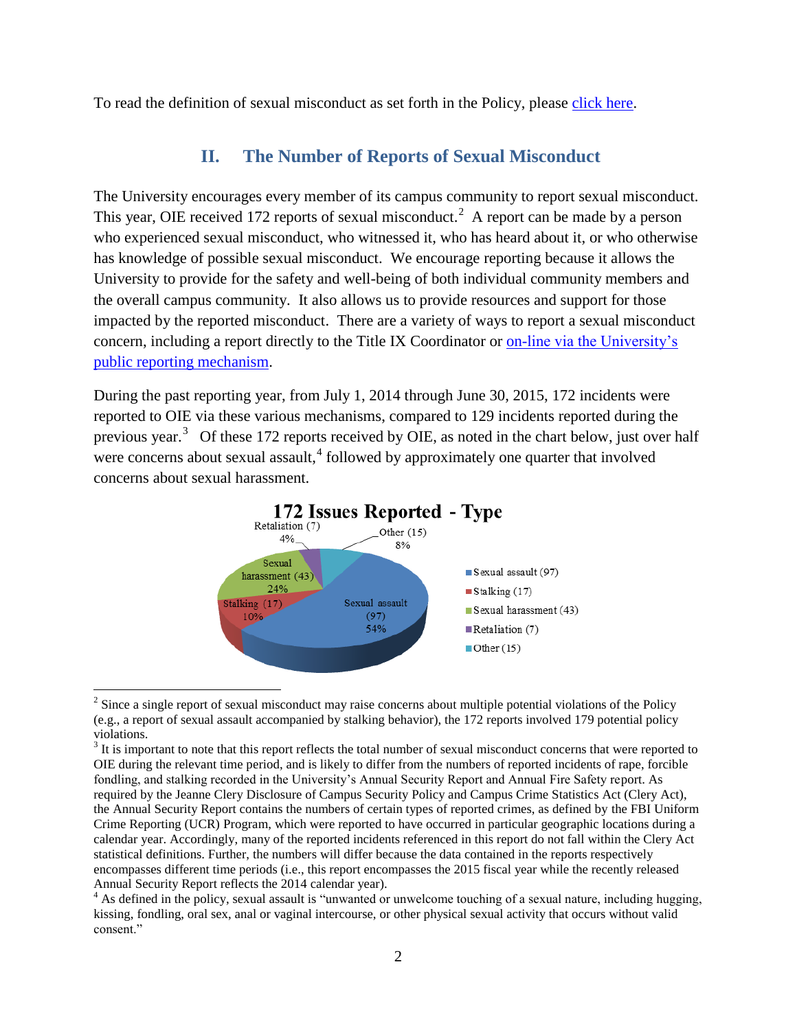To read the definition of sexual misconduct as set forth in the Policy, please click here.

## II. The Number of Reports of Sexual Misconduct

The University encourages every member of its campus community to report sexual misconduct. This year, OIE received 172 reports of sexual misconduct.[2] A report can be made by a person who experienced sexual misconduct, who witnessed it, who has heard about it, or who otherwise has knowledge of possible sexual misconduct. We encourage reporting because it allows the University to provide for the safety and well-being of both individual community members and the overall campus community. It also allows us to provide resources and support for those impacted by the reported misconduct. There are a variety of ways to report a sexual misconduct concern, including a report directly to the Title IX Coordinator or on-line via the University's public reporting mechanism.

During the past reporting year, from July 1, 2014 through June 30, 2015, 172 incidents were reported to OIE via these various mechanisms, compared to 129 incidents reported during the previous year.[3] Of these 172 reports received by OIE, as noted in the chart below, just over half were concerns about sexual assault,[4] followed by approximately one quarter that involved concerns about sexual harassment.

**172 Issues Reported - Type**

| Type | Number | Percent |
|---|---|---|
| Sexual assault | 97 | 54% |
| Stalking | 17 | 10% |
| Sexual harassment | 43 | 24% |
| Retaliation | 7 | 4% |
| Other | 15 | 8% |

---

[2] Since a single report of sexual misconduct may raise concerns about multiple potential violations of the Policy (e.g., a report of sexual assault accompanied by stalking behavior), the 172 reports involved 179 potential policy violations.

[3] It is important to note that this report reflects the total number of sexual misconduct concerns that were reported to OIE during the relevant time period, and is likely to differ from the numbers of reported incidents of rape, forcible fondling, and stalking recorded in the University's Annual Security Report and Annual Fire Safety report. As required by the Jeanne Clery Disclosure of Campus Security Policy and Campus Crime Statistics Act (Clery Act), the Annual Security Report contains the numbers of certain types of reported crimes, as defined by the FBI Uniform Crime Reporting (UCR) Program, which were reported to have occurred in particular geographic locations during a calendar year. Accordingly, many of the reported incidents referenced in this report do not fall within the Clery Act statistical definitions. Further, the numbers will differ because the data contained in the reports respectively encompasses different time periods (i.e., this report encompasses the 2015 fiscal year while the recently released Annual Security Report reflects the 2014 calendar year).

[4] As defined in the policy, sexual assault is "unwanted or unwelcome touching of a sexual nature, including hugging, kissing, fondling, oral sex, anal or vaginal intercourse, or other physical sexual activity that occurs without valid consent."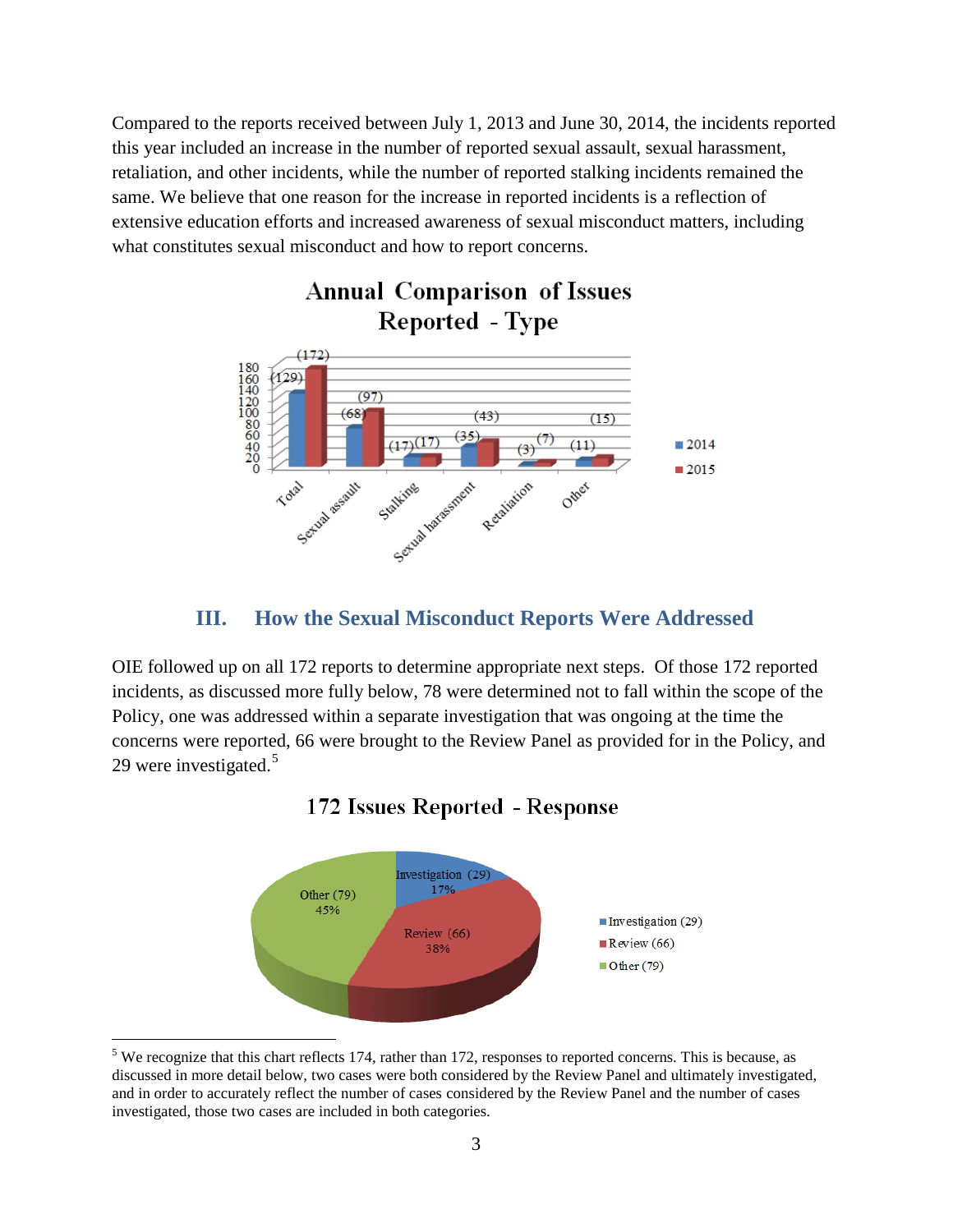Compared to the reports received between July 1, 2013 and June 30, 2014, the incidents reported this year included an increase in the number of reported sexual assault, sexual harassment, retaliation, and other incidents, while the number of reported stalking incidents remained the same. We believe that one reason for the increase in reported incidents is a reflection of extensive education efforts and increased awareness of sexual misconduct matters, including what constitutes sexual misconduct and how to report concerns.

**Annual Comparison of Issues Reported - Type**

| Type | 2014 | 2015 |
|---|---|---|
| Total | 129 | 172 |
| Sexual assault | 68 | 97 |
| Stalking | 17 | 17 |
| Sexual harassment | 35 | 43 |
| Retaliation | 3 | 7 |
| Other | 11 | 15 |

## III. How the Sexual Misconduct Reports Were Addressed

OIE followed up on all 172 reports to determine appropriate next steps. Of those 172 reported incidents, as discussed more fully below, 78 were determined not to fall within the scope of the Policy, one was addressed within a separate investigation that was ongoing at the time the concerns were reported, 66 were brought to the Review Panel as provided for in the Policy, and 29 were investigated.[5]

**172 Issues Reported - Response**

| Response | Count | Percent |
|---|---|---|
| Investigation | 29 | 17% |
| Review | 66 | 38% |
| Other | 79 | 45% |

[5] We recognize that this chart reflects 174, rather than 172, responses to reported concerns. This is because, as discussed in more detail below, two cases were both considered by the Review Panel and ultimately investigated, and in order to accurately reflect the number of cases considered by the Review Panel and the number of cases investigated, those two cases are included in both categories.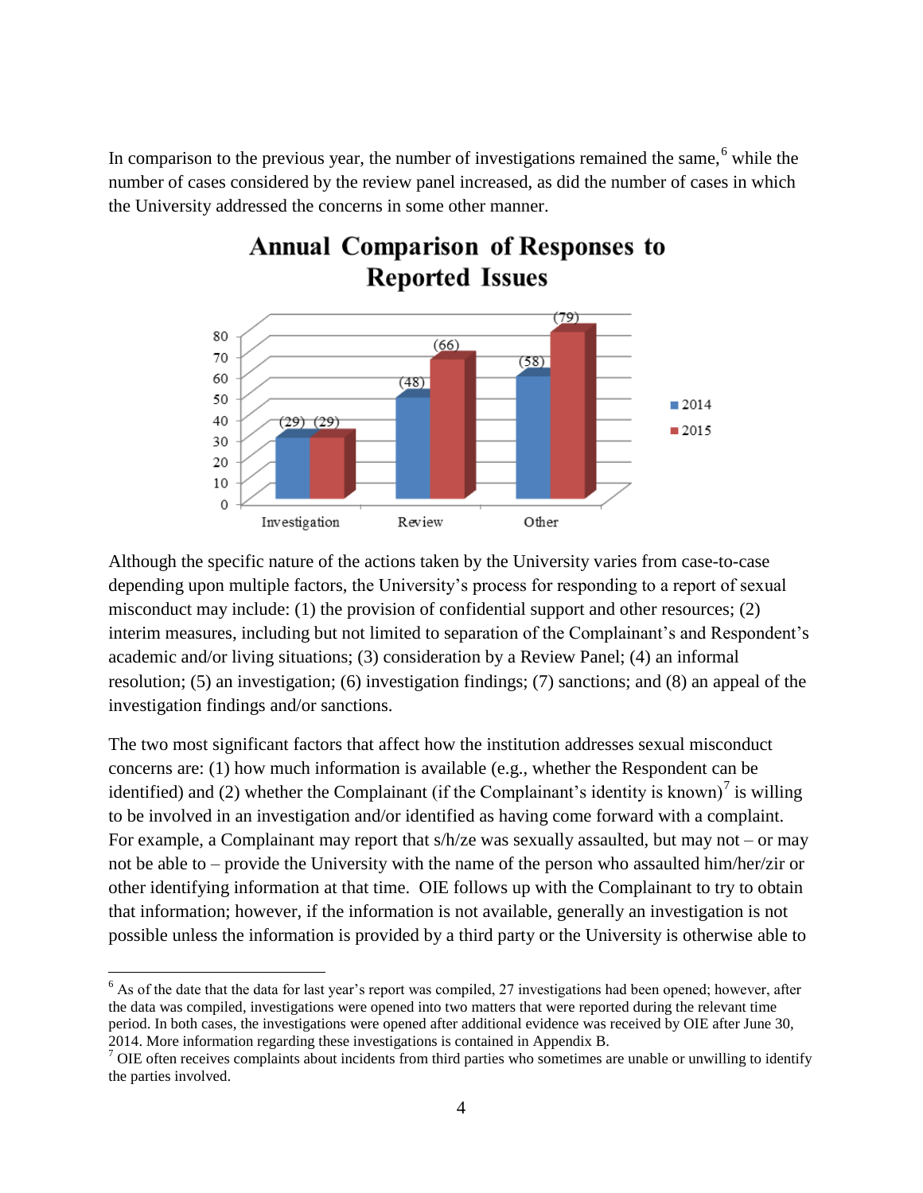In comparison to the previous year, the number of investigations remained the same,[6] while the number of cases considered by the review panel increased, as did the number of cases in which the University addressed the concerns in some other manner.

**Annual Comparison of Responses to Reported Issues**

| | 2014 | 2015 |
|---|---|---|
| Investigation | 29 | 29 |
| Review | 48 | 66 |
| Other | 58 | 79 |

Although the specific nature of the actions taken by the University varies from case-to-case depending upon multiple factors, the University's process for responding to a report of sexual misconduct may include: (1) the provision of confidential support and other resources; (2) interim measures, including but not limited to separation of the Complainant's and Respondent's academic and/or living situations; (3) consideration by a Review Panel; (4) an informal resolution; (5) an investigation; (6) investigation findings; (7) sanctions; and (8) an appeal of the investigation findings and/or sanctions.

The two most significant factors that affect how the institution addresses sexual misconduct concerns are: (1) how much information is available (e.g., whether the Respondent can be identified) and (2) whether the Complainant (if the Complainant's identity is known)[7] is willing to be involved in an investigation and/or identified as having come forward with a complaint. For example, a Complainant may report that s/h/ze was sexually assaulted, but may not – or may not be able to – provide the University with the name of the person who assaulted him/her/zir or other identifying information at that time. OIE follows up with the Complainant to try to obtain that information; however, if the information is not available, generally an investigation is not possible unless the information is provided by a third party or the University is otherwise able to

---

[6] As of the date that the data for last year's report was compiled, 27 investigations had been opened; however, after the data was compiled, investigations were opened into two matters that were reported during the relevant time period. In both cases, the investigations were opened after additional evidence was received by OIE after June 30, 2014. More information regarding these investigations is contained in Appendix B.

[7] OIE often receives complaints about incidents from third parties who sometimes are unable or unwilling to identify the parties involved.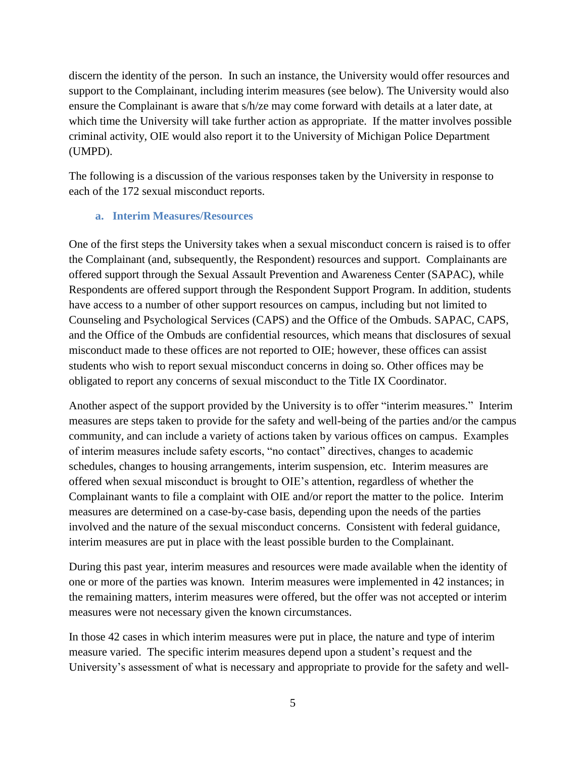discern the identity of the person. In such an instance, the University would offer resources and support to the Complainant, including interim measures (see below). The University would also ensure the Complainant is aware that s/h/ze may come forward with details at a later date, at which time the University will take further action as appropriate. If the matter involves possible criminal activity, OIE would also report it to the University of Michigan Police Department (UMPD).

The following is a discussion of the various responses taken by the University in response to each of the 172 sexual misconduct reports.

### a. Interim Measures/Resources

One of the first steps the University takes when a sexual misconduct concern is raised is to offer the Complainant (and, subsequently, the Respondent) resources and support. Complainants are offered support through the Sexual Assault Prevention and Awareness Center (SAPAC), while Respondents are offered support through the Respondent Support Program. In addition, students have access to a number of other support resources on campus, including but not limited to Counseling and Psychological Services (CAPS) and the Office of the Ombuds. SAPAC, CAPS, and the Office of the Ombuds are confidential resources, which means that disclosures of sexual misconduct made to these offices are not reported to OIE; however, these offices can assist students who wish to report sexual misconduct concerns in doing so. Other offices may be obligated to report any concerns of sexual misconduct to the Title IX Coordinator.

Another aspect of the support provided by the University is to offer "interim measures." Interim measures are steps taken to provide for the safety and well-being of the parties and/or the campus community, and can include a variety of actions taken by various offices on campus. Examples of interim measures include safety escorts, "no contact" directives, changes to academic schedules, changes to housing arrangements, interim suspension, etc. Interim measures are offered when sexual misconduct is brought to OIE's attention, regardless of whether the Complainant wants to file a complaint with OIE and/or report the matter to the police. Interim measures are determined on a case-by-case basis, depending upon the needs of the parties involved and the nature of the sexual misconduct concerns. Consistent with federal guidance, interim measures are put in place with the least possible burden to the Complainant.

During this past year, interim measures and resources were made available when the identity of one or more of the parties was known. Interim measures were implemented in 42 instances; in the remaining matters, interim measures were offered, but the offer was not accepted or interim measures were not necessary given the known circumstances.

In those 42 cases in which interim measures were put in place, the nature and type of interim measure varied. The specific interim measures depend upon a student's request and the University's assessment of what is necessary and appropriate to provide for the safety and well-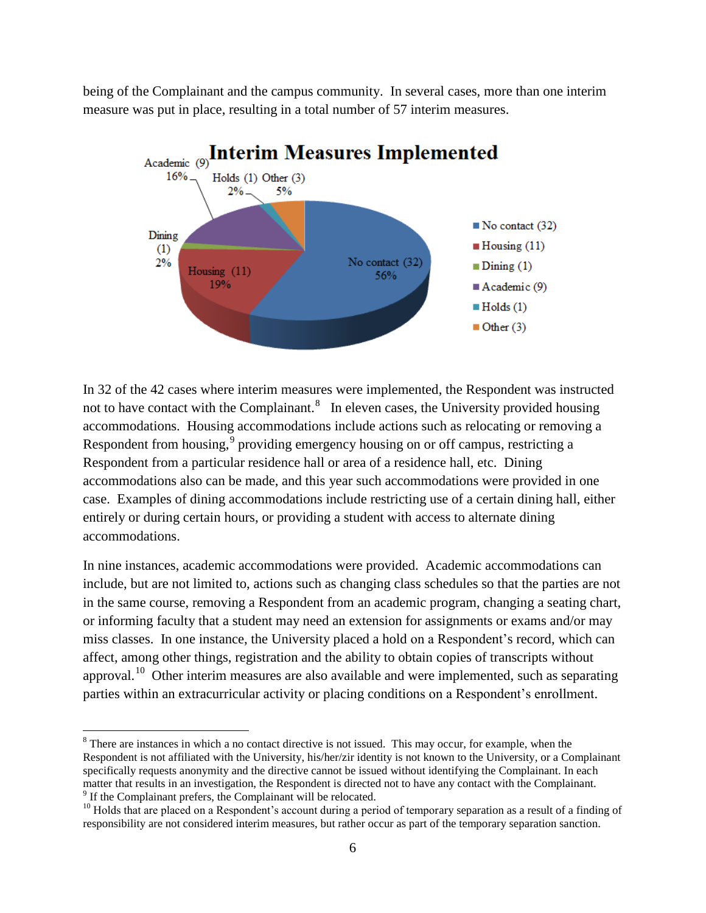being of the Complainant and the campus community. In several cases, more than one interim measure was put in place, resulting in a total number of 57 interim measures.

**Interim Measures Implemented**

| Measure | Count | Percent |
|---|---|---|
| No contact | 32 | 56% |
| Housing | 11 | 19% |
| Dining | 1 | 2% |
| Academic | 9 | 16% |
| Holds | 1 | 2% |
| Other | 3 | 5% |

In 32 of the 42 cases where interim measures were implemented, the Respondent was instructed not to have contact with the Complainant.[8] In eleven cases, the University provided housing accommodations. Housing accommodations include actions such as relocating or removing a Respondent from housing,[9] providing emergency housing on or off campus, restricting a Respondent from a particular residence hall or area of a residence hall, etc. Dining accommodations also can be made, and this year such accommodations were provided in one case. Examples of dining accommodations include restricting use of a certain dining hall, either entirely or during certain hours, or providing a student with access to alternate dining accommodations.

In nine instances, academic accommodations were provided. Academic accommodations can include, but are not limited to, actions such as changing class schedules so that the parties are not in the same course, removing a Respondent from an academic program, changing a seating chart, or informing faculty that a student may need an extension for assignments or exams and/or may miss classes. In one instance, the University placed a hold on a Respondent's record, which can affect, among other things, registration and the ability to obtain copies of transcripts without approval.[10] Other interim measures are also available and were implemented, such as separating parties within an extracurricular activity or placing conditions on a Respondent's enrollment.

---

[8] There are instances in which a no contact directive is not issued. This may occur, for example, when the Respondent is not affiliated with the University, his/her/zir identity is not known to the University, or a Complainant specifically requests anonymity and the directive cannot be issued without identifying the Complainant. In each matter that results in an investigation, the Respondent is directed not to have any contact with the Complainant.

[9] If the Complainant prefers, the Complainant will be relocated.

[10] Holds that are placed on a Respondent's account during a period of temporary separation as a result of a finding of responsibility are not considered interim measures, but rather occur as part of the temporary separation sanction.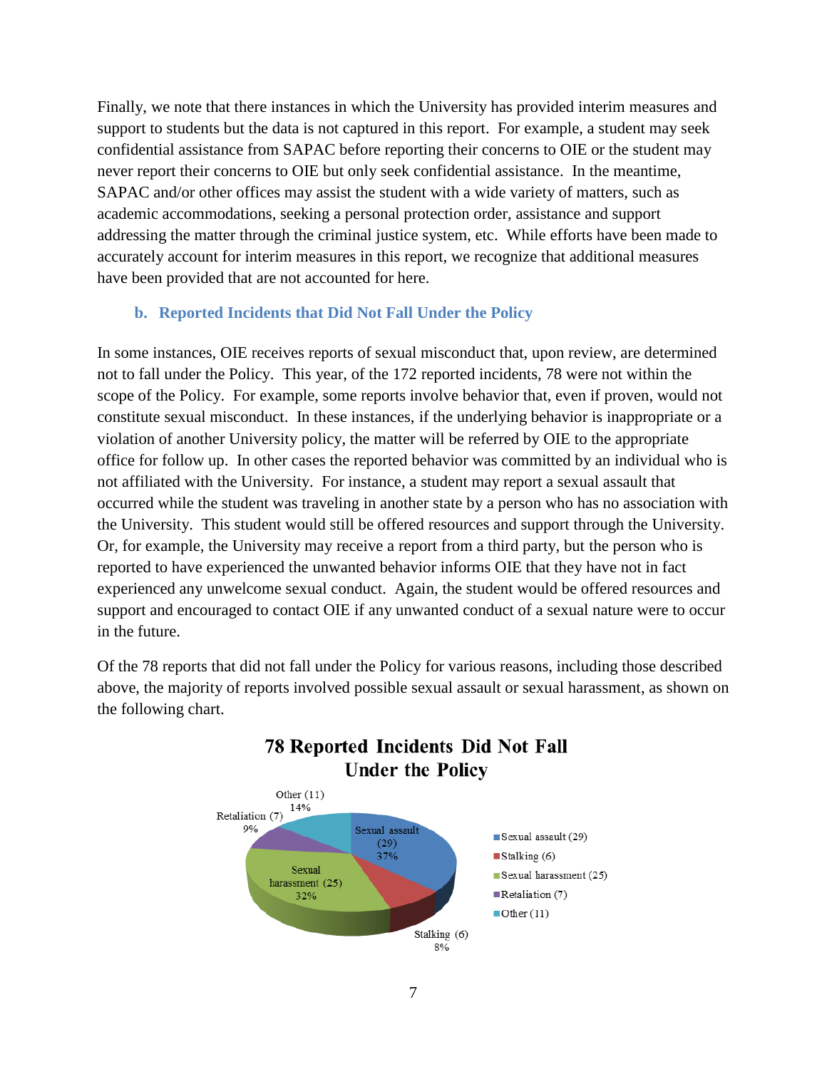Finally, we note that there instances in which the University has provided interim measures and support to students but the data is not captured in this report. For example, a student may seek confidential assistance from SAPAC before reporting their concerns to OIE or the student may never report their concerns to OIE but only seek confidential assistance. In the meantime, SAPAC and/or other offices may assist the student with a wide variety of matters, such as academic accommodations, seeking a personal protection order, assistance and support addressing the matter through the criminal justice system, etc. While efforts have been made to accurately account for interim measures in this report, we recognize that additional measures have been provided that are not accounted for here.

### b. Reported Incidents that Did Not Fall Under the Policy

In some instances, OIE receives reports of sexual misconduct that, upon review, are determined not to fall under the Policy. This year, of the 172 reported incidents, 78 were not within the scope of the Policy. For example, some reports involve behavior that, even if proven, would not constitute sexual misconduct. In these instances, if the underlying behavior is inappropriate or a violation of another University policy, the matter will be referred by OIE to the appropriate office for follow up. In other cases the reported behavior was committed by an individual who is not affiliated with the University. For instance, a student may report a sexual assault that occurred while the student was traveling in another state by a person who has no association with the University. This student would still be offered resources and support through the University. Or, for example, the University may receive a report from a third party, but the person who is reported to have experienced the unwanted behavior informs OIE that they have not in fact experienced any unwelcome sexual conduct. Again, the student would be offered resources and support and encouraged to contact OIE if any unwanted conduct of a sexual nature were to occur in the future.

Of the 78 reports that did not fall under the Policy for various reasons, including those described above, the majority of reports involved possible sexual assault or sexual harassment, as shown on the following chart.

**78 Reported Incidents Did Not Fall Under the Policy**

| Category | Count | Percent |
|---|---|---|
| Sexual assault | 29 | 37% |
| Stalking | 6 | 8% |
| Sexual harassment | 25 | 32% |
| Retaliation | 7 | 9% |
| Other | 11 | 14% |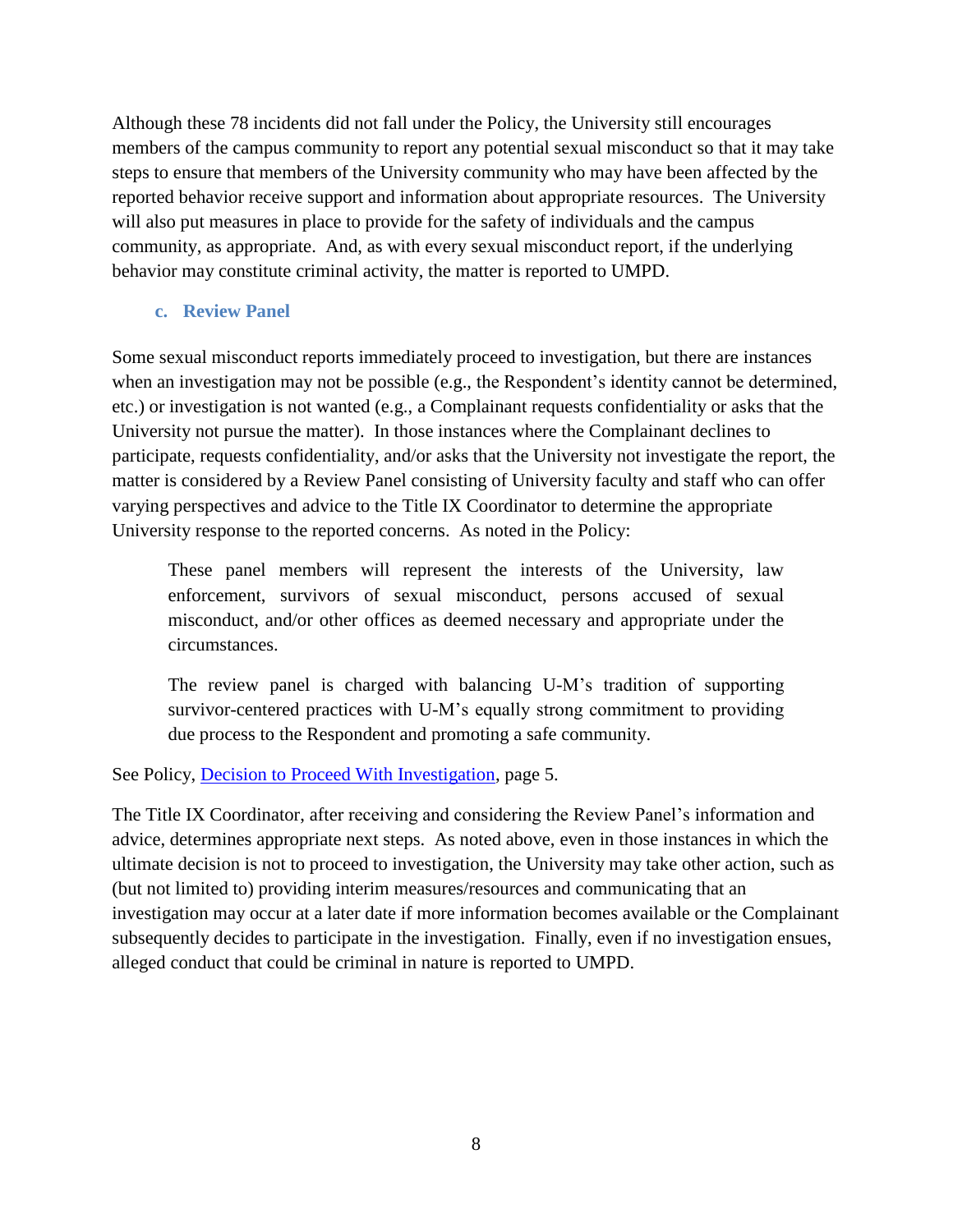Although these 78 incidents did not fall under the Policy, the University still encourages members of the campus community to report any potential sexual misconduct so that it may take steps to ensure that members of the University community who may have been affected by the reported behavior receive support and information about appropriate resources. The University will also put measures in place to provide for the safety of individuals and the campus community, as appropriate. And, as with every sexual misconduct report, if the underlying behavior may constitute criminal activity, the matter is reported to UMPD.

### c. Review Panel

Some sexual misconduct reports immediately proceed to investigation, but there are instances when an investigation may not be possible (e.g., the Respondent's identity cannot be determined, etc.) or investigation is not wanted (e.g., a Complainant requests confidentiality or asks that the University not pursue the matter). In those instances where the Complainant declines to participate, requests confidentiality, and/or asks that the University not investigate the report, the matter is considered by a Review Panel consisting of University faculty and staff who can offer varying perspectives and advice to the Title IX Coordinator to determine the appropriate University response to the reported concerns. As noted in the Policy:

> These panel members will represent the interests of the University, law enforcement, survivors of sexual misconduct, persons accused of sexual misconduct, and/or other offices as deemed necessary and appropriate under the circumstances.
>
> The review panel is charged with balancing U-M's tradition of supporting survivor-centered practices with U-M's equally strong commitment to providing due process to the Respondent and promoting a safe community.

See Policy, [Decision to Proceed With Investigation](), page 5.

The Title IX Coordinator, after receiving and considering the Review Panel's information and advice, determines appropriate next steps. As noted above, even in those instances in which the ultimate decision is not to proceed to investigation, the University may take other action, such as (but not limited to) providing interim measures/resources and communicating that an investigation may occur at a later date if more information becomes available or the Complainant subsequently decides to participate in the investigation. Finally, even if no investigation ensues, alleged conduct that could be criminal in nature is reported to UMPD.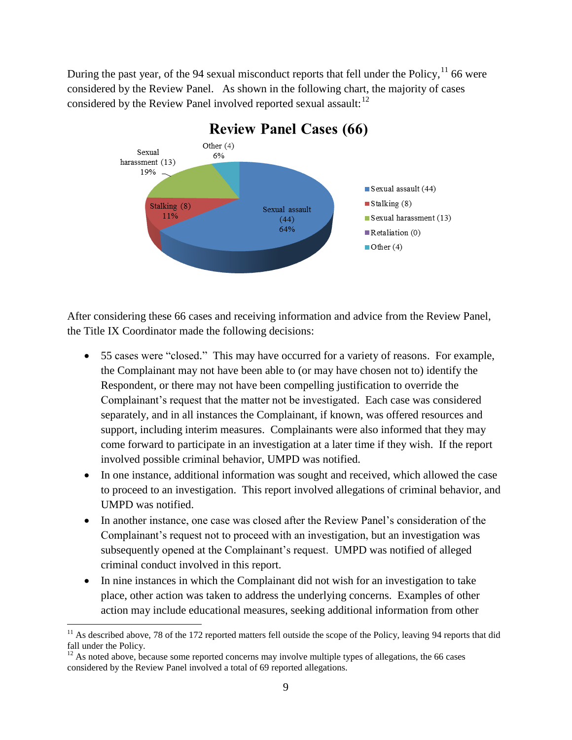During the past year, of the 94 sexual misconduct reports that fell under the Policy,[11] 66 were considered by the Review Panel. As shown in the following chart, the majority of cases considered by the Review Panel involved reported sexual assault:[12]

**Review Panel Cases (66)**

| Category | Cases | Percentage |
|---|---|---|
| Sexual assault | 44 | 64% |
| Stalking | 8 | 11% |
| Sexual harassment | 13 | 19% |
| Retaliation | 0 | |
| Other | 4 | 6% |

After considering these 66 cases and receiving information and advice from the Review Panel, the Title IX Coordinator made the following decisions:

- 55 cases were "closed." This may have occurred for a variety of reasons. For example, the Complainant may not have been able to (or may have chosen not to) identify the Respondent, or there may not have been compelling justification to override the Complainant's request that the matter not be investigated. Each case was considered separately, and in all instances the Complainant, if known, was offered resources and support, including interim measures. Complainants were also informed that they may come forward to participate in an investigation at a later time if they wish. If the report involved possible criminal behavior, UMPD was notified.
- In one instance, additional information was sought and received, which allowed the case to proceed to an investigation. This report involved allegations of criminal behavior, and UMPD was notified.
- In another instance, one case was closed after the Review Panel's consideration of the Complainant's request not to proceed with an investigation, but an investigation was subsequently opened at the Complainant's request. UMPD was notified of alleged criminal conduct involved in this report.
- In nine instances in which the Complainant did not wish for an investigation to take place, other action was taken to address the underlying concerns. Examples of other action may include educational measures, seeking additional information from other

[11] As described above, 78 of the 172 reported matters fell outside the scope of the Policy, leaving 94 reports that did fall under the Policy.

[12] As noted above, because some reported concerns may involve multiple types of allegations, the 66 cases considered by the Review Panel involved a total of 69 reported allegations.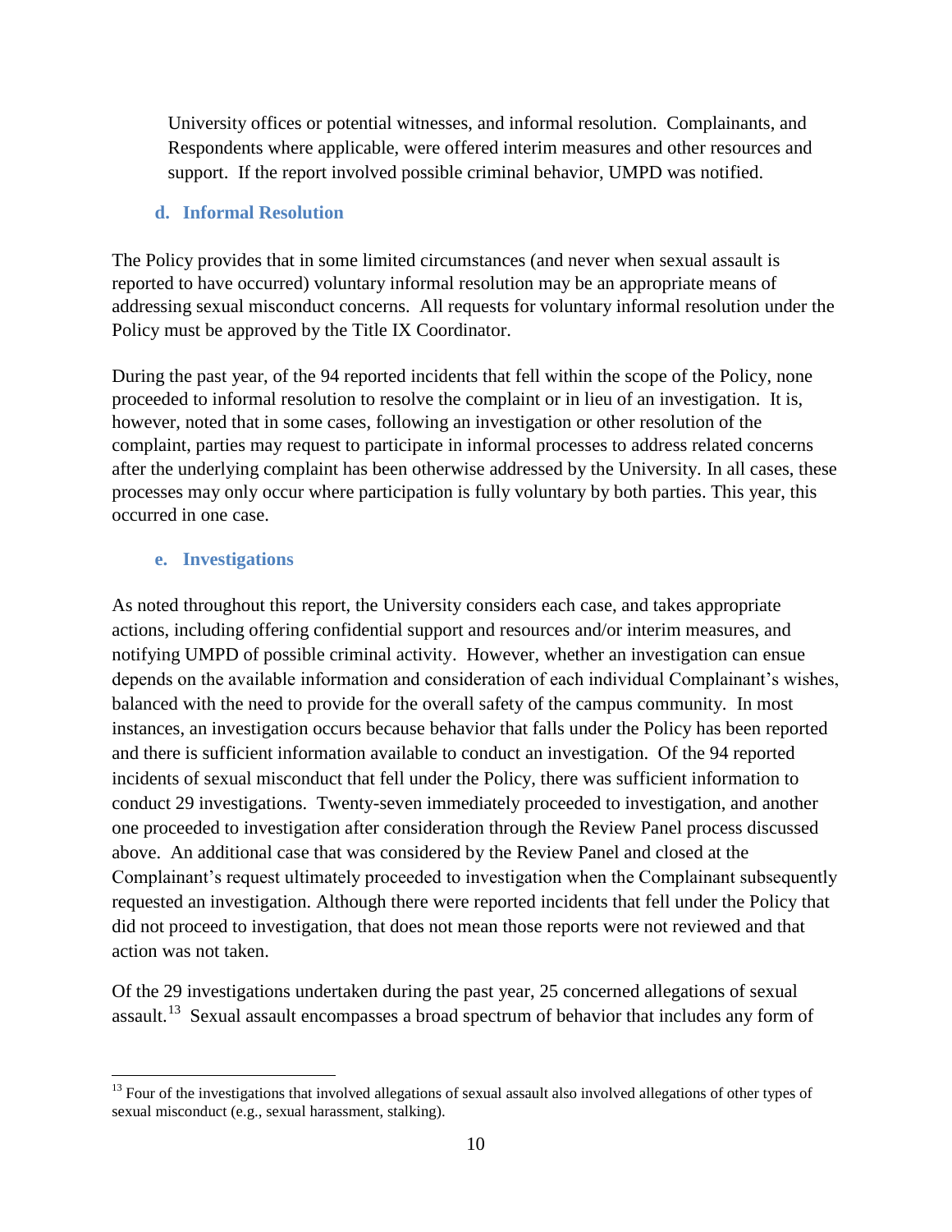University offices or potential witnesses, and informal resolution. Complainants, and Respondents where applicable, were offered interim measures and other resources and support. If the report involved possible criminal behavior, UMPD was notified.

### d. Informal Resolution

The Policy provides that in some limited circumstances (and never when sexual assault is reported to have occurred) voluntary informal resolution may be an appropriate means of addressing sexual misconduct concerns. All requests for voluntary informal resolution under the Policy must be approved by the Title IX Coordinator.

During the past year, of the 94 reported incidents that fell within the scope of the Policy, none proceeded to informal resolution to resolve the complaint or in lieu of an investigation. It is, however, noted that in some cases, following an investigation or other resolution of the complaint, parties may request to participate in informal processes to address related concerns after the underlying complaint has been otherwise addressed by the University. In all cases, these processes may only occur where participation is fully voluntary by both parties. This year, this occurred in one case.

### e. Investigations

As noted throughout this report, the University considers each case, and takes appropriate actions, including offering confidential support and resources and/or interim measures, and notifying UMPD of possible criminal activity. However, whether an investigation can ensue depends on the available information and consideration of each individual Complainant's wishes, balanced with the need to provide for the overall safety of the campus community. In most instances, an investigation occurs because behavior that falls under the Policy has been reported and there is sufficient information available to conduct an investigation. Of the 94 reported incidents of sexual misconduct that fell under the Policy, there was sufficient information to conduct 29 investigations. Twenty-seven immediately proceeded to investigation, and another one proceeded to investigation after consideration through the Review Panel process discussed above. An additional case that was considered by the Review Panel and closed at the Complainant's request ultimately proceeded to investigation when the Complainant subsequently requested an investigation. Although there were reported incidents that fell under the Policy that did not proceed to investigation, that does not mean those reports were not reviewed and that action was not taken.

Of the 29 investigations undertaken during the past year, 25 concerned allegations of sexual assault.[13] Sexual assault encompasses a broad spectrum of behavior that includes any form of

[13] Four of the investigations that involved allegations of sexual assault also involved allegations of other types of sexual misconduct (e.g., sexual harassment, stalking).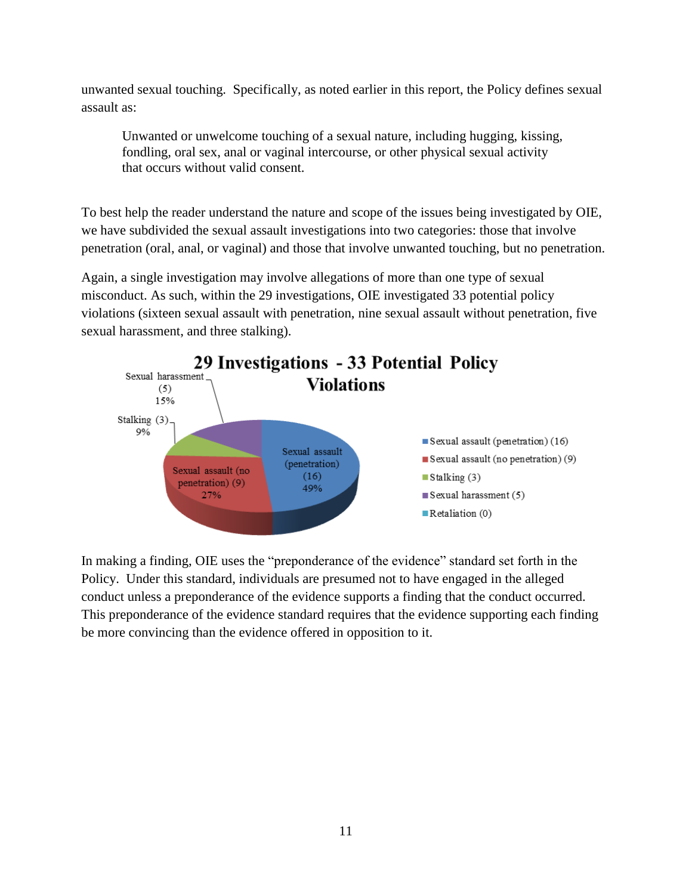unwanted sexual touching. Specifically, as noted earlier in this report, the Policy defines sexual assault as:

> Unwanted or unwelcome touching of a sexual nature, including hugging, kissing, fondling, oral sex, anal or vaginal intercourse, or other physical sexual activity that occurs without valid consent.

To best help the reader understand the nature and scope of the issues being investigated by OIE, we have subdivided the sexual assault investigations into two categories: those that involve penetration (oral, anal, or vaginal) and those that involve unwanted touching, but no penetration.

Again, a single investigation may involve allegations of more than one type of sexual misconduct. As such, within the 29 investigations, OIE investigated 33 potential policy violations (sixteen sexual assault with penetration, nine sexual assault without penetration, five sexual harassment, and three stalking).

**29 Investigations - 33 Potential Policy Violations**

| Category | Count | Percent |
|---|---|---|
| Sexual assault (penetration) | 16 | 49% |
| Sexual assault (no penetration) | 9 | 27% |
| Stalking | 3 | 9% |
| Sexual harassment | 5 | 15% |
| Retaliation | 0 | |

In making a finding, OIE uses the "preponderance of the evidence" standard set forth in the Policy. Under this standard, individuals are presumed not to have engaged in the alleged conduct unless a preponderance of the evidence supports a finding that the conduct occurred. This preponderance of the evidence standard requires that the evidence supporting each finding be more convincing than the evidence offered in opposition to it.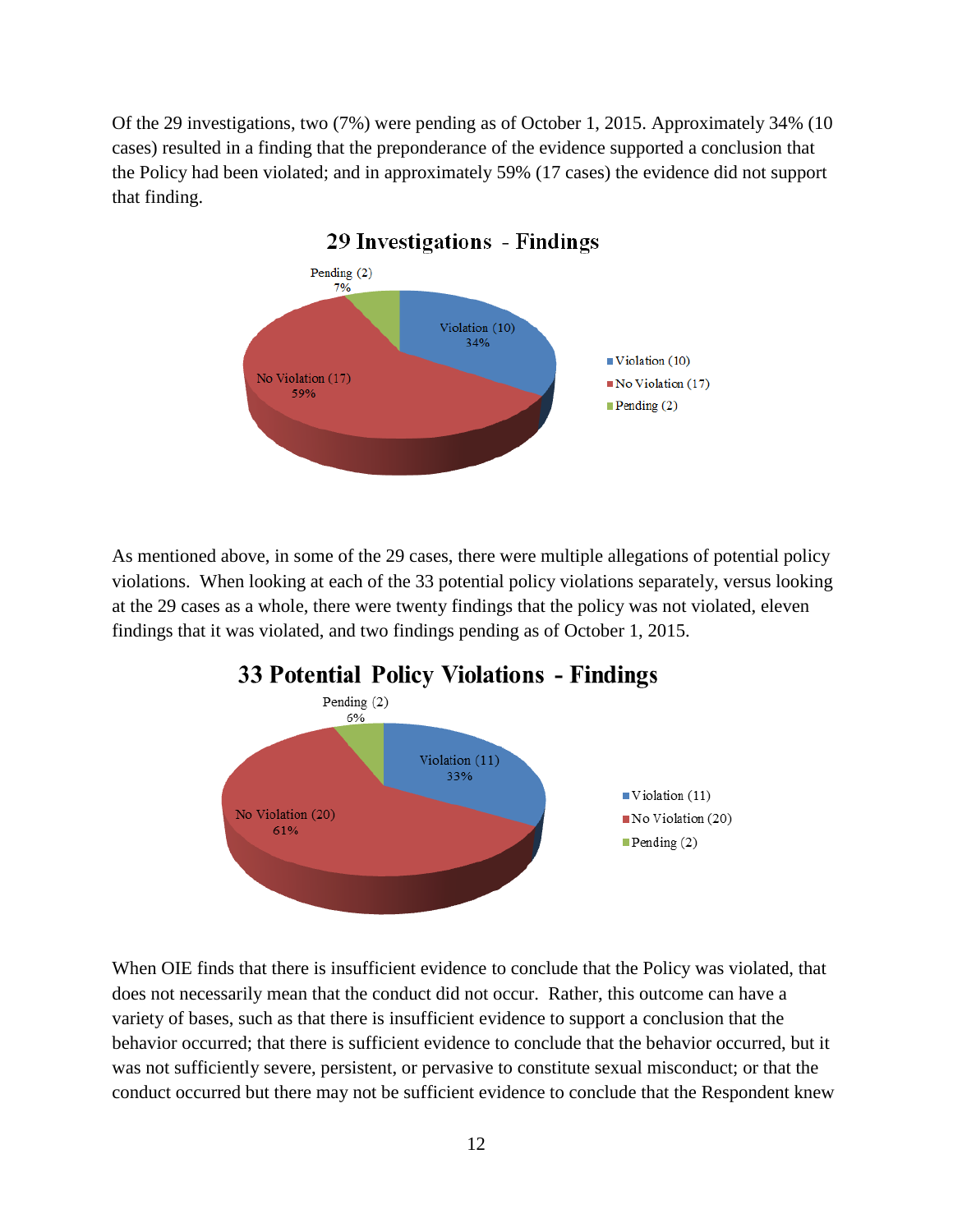Of the 29 investigations, two (7%) were pending as of October 1, 2015. Approximately 34% (10 cases) resulted in a finding that the preponderance of the evidence supported a conclusion that the Policy had been violated; and in approximately 59% (17 cases) the evidence did not support that finding.

**29 Investigations - Findings**

| Finding | Count | Percent |
|---|---|---|
| Violation | 10 | 34% |
| No Violation | 17 | 59% |
| Pending | 2 | 7% |

As mentioned above, in some of the 29 cases, there were multiple allegations of potential policy violations. When looking at each of the 33 potential policy violations separately, versus looking at the 29 cases as a whole, there were twenty findings that the policy was not violated, eleven findings that it was violated, and two findings pending as of October 1, 2015.

**33 Potential Policy Violations - Findings**

| Finding | Count | Percent |
|---|---|---|
| Violation | 11 | 33% |
| No Violation | 20 | 61% |
| Pending | 2 | 6% |

When OIE finds that there is insufficient evidence to conclude that the Policy was violated, that does not necessarily mean that the conduct did not occur. Rather, this outcome can have a variety of bases, such as that there is insufficient evidence to support a conclusion that the behavior occurred; that there is sufficient evidence to conclude that the behavior occurred, but it was not sufficiently severe, persistent, or pervasive to constitute sexual misconduct; or that the conduct occurred but there may not be sufficient evidence to conclude that the Respondent knew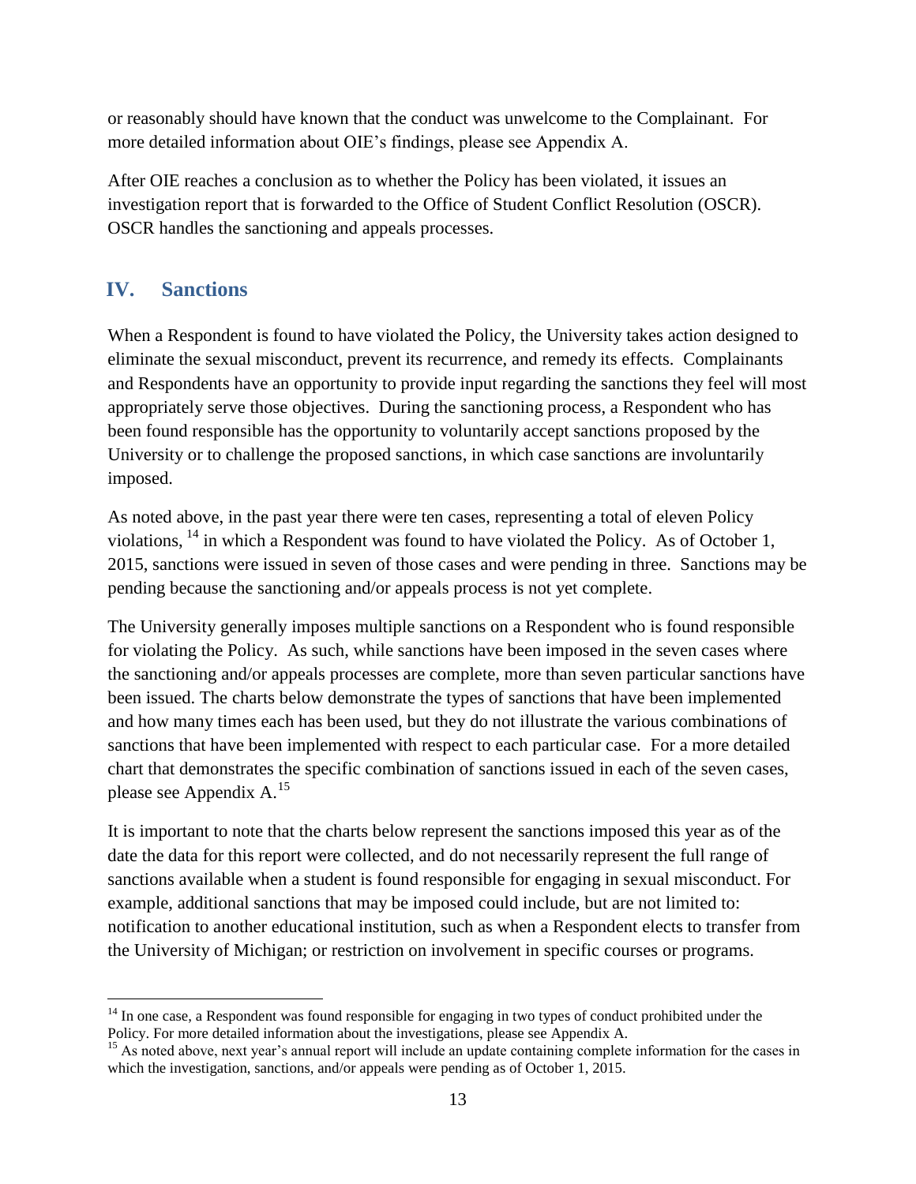or reasonably should have known that the conduct was unwelcome to the Complainant. For more detailed information about OIE's findings, please see Appendix A.

After OIE reaches a conclusion as to whether the Policy has been violated, it issues an investigation report that is forwarded to the Office of Student Conflict Resolution (OSCR). OSCR handles the sanctioning and appeals processes.

## IV. Sanctions

When a Respondent is found to have violated the Policy, the University takes action designed to eliminate the sexual misconduct, prevent its recurrence, and remedy its effects. Complainants and Respondents have an opportunity to provide input regarding the sanctions they feel will most appropriately serve those objectives. During the sanctioning process, a Respondent who has been found responsible has the opportunity to voluntarily accept sanctions proposed by the University or to challenge the proposed sanctions, in which case sanctions are involuntarily imposed.

As noted above, in the past year there were ten cases, representing a total of eleven Policy violations, [14] in which a Respondent was found to have violated the Policy. As of October 1, 2015, sanctions were issued in seven of those cases and were pending in three. Sanctions may be pending because the sanctioning and/or appeals process is not yet complete.

The University generally imposes multiple sanctions on a Respondent who is found responsible for violating the Policy. As such, while sanctions have been imposed in the seven cases where the sanctioning and/or appeals processes are complete, more than seven particular sanctions have been issued. The charts below demonstrate the types of sanctions that have been implemented and how many times each has been used, but they do not illustrate the various combinations of sanctions that have been implemented with respect to each particular case. For a more detailed chart that demonstrates the specific combination of sanctions issued in each of the seven cases, please see Appendix A.[15]

It is important to note that the charts below represent the sanctions imposed this year as of the date the data for this report were collected, and do not necessarily represent the full range of sanctions available when a student is found responsible for engaging in sexual misconduct. For example, additional sanctions that may be imposed could include, but are not limited to: notification to another educational institution, such as when a Respondent elects to transfer from the University of Michigan; or restriction on involvement in specific courses or programs.

---

[14] In one case, a Respondent was found responsible for engaging in two types of conduct prohibited under the Policy. For more detailed information about the investigations, please see Appendix A.

[15] As noted above, next year's annual report will include an update containing complete information for the cases in which the investigation, sanctions, and/or appeals were pending as of October 1, 2015.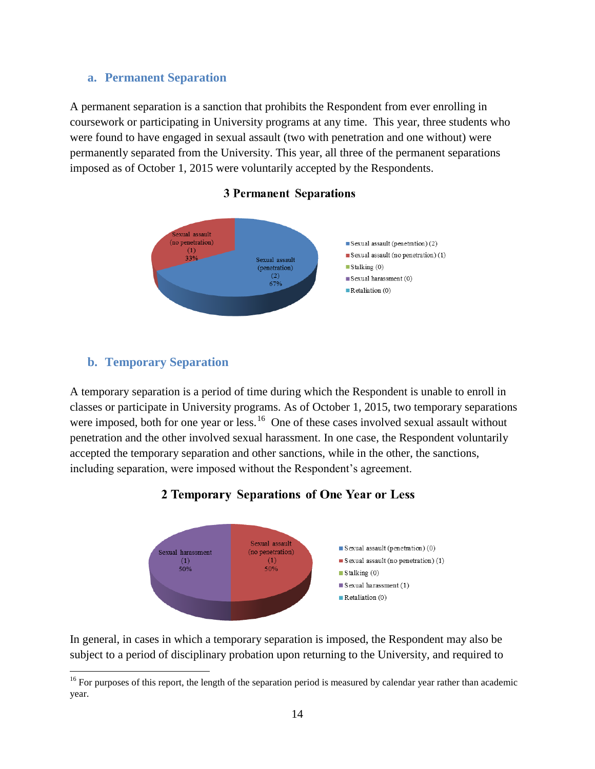### a. Permanent Separation

A permanent separation is a sanction that prohibits the Respondent from ever enrolling in coursework or participating in University programs at any time. This year, three students who were found to have engaged in sexual assault (two with penetration and one without) were permanently separated from the University. This year, all three of the permanent separations imposed as of October 1, 2015 were voluntarily accepted by the Respondents.

**3 Permanent Separations**

| Category | Count | Percentage |
|---|---|---|
| Sexual assault (penetration) | 2 | 67% |
| Sexual assault (no penetration) | 1 | 33% |
| Stalking | 0 | |
| Sexual harassment | 0 | |
| Retaliation | 0 | |

### b. Temporary Separation

A temporary separation is a period of time during which the Respondent is unable to enroll in classes or participate in University programs. As of October 1, 2015, two temporary separations were imposed, both for one year or less.[16] One of these cases involved sexual assault without penetration and the other involved sexual harassment. In one case, the Respondent voluntarily accepted the temporary separation and other sanctions, while in the other, the sanctions, including separation, were imposed without the Respondent's agreement.

**2 Temporary Separations of One Year or Less**

| Category | Count | Percentage |
|---|---|---|
| Sexual assault (penetration) | 0 | |
| Sexual assault (no penetration) | 1 | 50% |
| Stalking | 0 | |
| Sexual harassment | 1 | 50% |
| Retaliation | 0 | |

In general, in cases in which a temporary separation is imposed, the Respondent may also be subject to a period of disciplinary probation upon returning to the University, and required to

[16] For purposes of this report, the length of the separation period is measured by calendar year rather than academic year.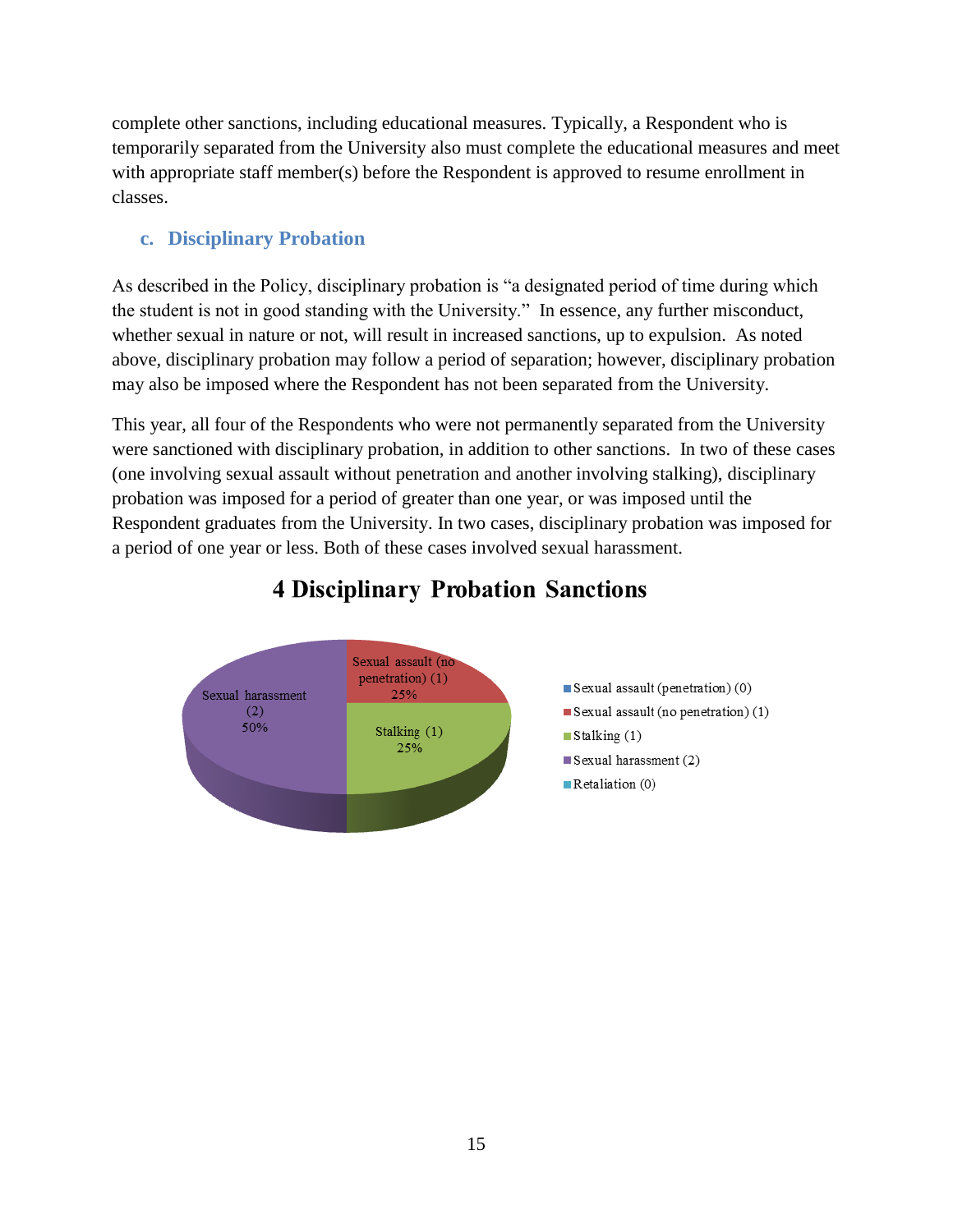complete other sanctions, including educational measures. Typically, a Respondent who is temporarily separated from the University also must complete the educational measures and meet with appropriate staff member(s) before the Respondent is approved to resume enrollment in classes.

### c. Disciplinary Probation

As described in the Policy, disciplinary probation is "a designated period of time during which the student is not in good standing with the University." In essence, any further misconduct, whether sexual in nature or not, will result in increased sanctions, up to expulsion. As noted above, disciplinary probation may follow a period of separation; however, disciplinary probation may also be imposed where the Respondent has not been separated from the University.

This year, all four of the Respondents who were not permanently separated from the University were sanctioned with disciplinary probation, in addition to other sanctions. In two of these cases (one involving sexual assault without penetration and another involving stalking), disciplinary probation was imposed for a period of greater than one year, or was imposed until the Respondent graduates from the University. In two cases, disciplinary probation was imposed for a period of one year or less. Both of these cases involved sexual harassment.

**4 Disciplinary Probation Sanctions**

| Category | Count | Percentage |
|---|---|---|
| Sexual assault (penetration) | 0 | |
| Sexual assault (no penetration) | 1 | 25% |
| Stalking | 1 | 25% |
| Sexual harassment | 2 | 50% |
| Retaliation | 0 | |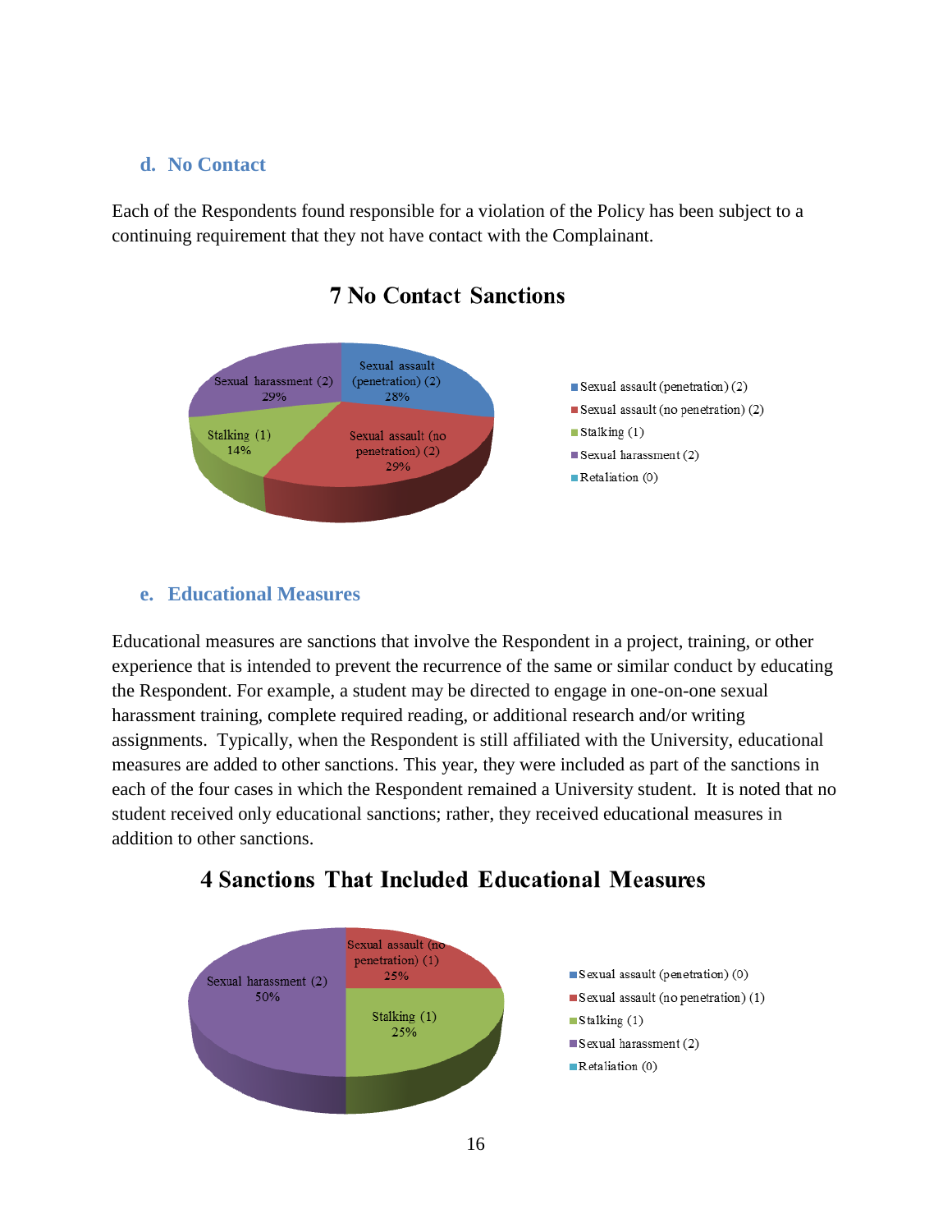### d. No Contact

Each of the Respondents found responsible for a violation of the Policy has been subject to a continuing requirement that they not have contact with the Complainant.

**7 No Contact Sanctions**

- Sexual assault (penetration) (2) — 28%
- Sexual assault (no penetration) (2) — 29%
- Stalking (1) — 14%
- Sexual harassment (2) — 29%
- Retaliation (0)

### e. Educational Measures

Educational measures are sanctions that involve the Respondent in a project, training, or other experience that is intended to prevent the recurrence of the same or similar conduct by educating the Respondent. For example, a student may be directed to engage in one-on-one sexual harassment training, complete required reading, or additional research and/or writing assignments. Typically, when the Respondent is still affiliated with the University, educational measures are added to other sanctions. This year, they were included as part of the sanctions in each of the four cases in which the Respondent remained a University student. It is noted that no student received only educational sanctions; rather, they received educational measures in addition to other sanctions.

**4 Sanctions That Included Educational Measures**

- Sexual assault (penetration) (0)
- Sexual assault (no penetration) (1) — 25%
- Stalking (1) — 25%
- Sexual harassment (2) — 50%
- Retaliation (0)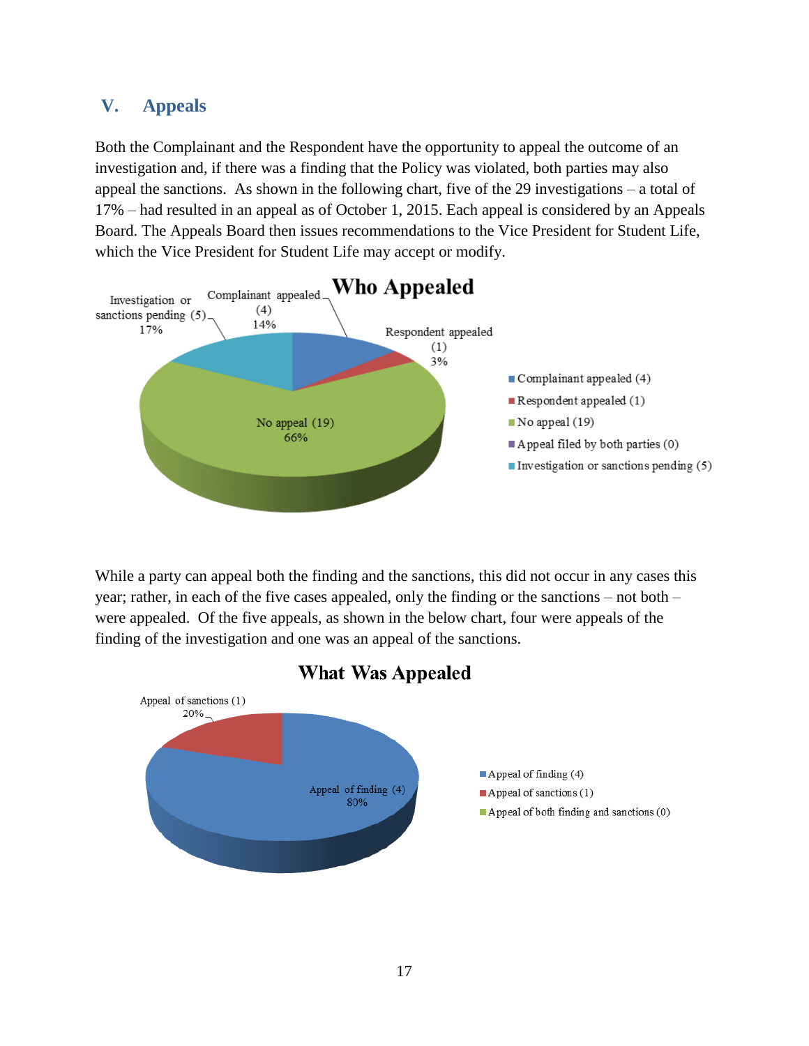## V. Appeals

Both the Complainant and the Respondent have the opportunity to appeal the outcome of an investigation and, if there was a finding that the Policy was violated, both parties may also appeal the sanctions. As shown in the following chart, five of the 29 investigations – a total of 17% – had resulted in an appeal as of October 1, 2015. Each appeal is considered by an Appeals Board. The Appeals Board then issues recommendations to the Vice President for Student Life, which the Vice President for Student Life may accept or modify.

**Who Appealed**

| Category | Count | Percent |
|---|---|---|
| Complainant appealed | 4 | 14% |
| Respondent appealed | 1 | 3% |
| No appeal | 19 | 66% |
| Appeal filed by both parties | 0 | |
| Investigation or sanctions pending | 5 | 17% |

While a party can appeal both the finding and the sanctions, this did not occur in any cases this year; rather, in each of the five cases appealed, only the finding or the sanctions – not both – were appealed. Of the five appeals, as shown in the below chart, four were appeals of the finding of the investigation and one was an appeal of the sanctions.

**What Was Appealed**

| Category | Count | Percent |
|---|---|---|
| Appeal of finding | 4 | 80% |
| Appeal of sanctions | 1 | 20% |
| Appeal of both finding and sanctions | 0 | |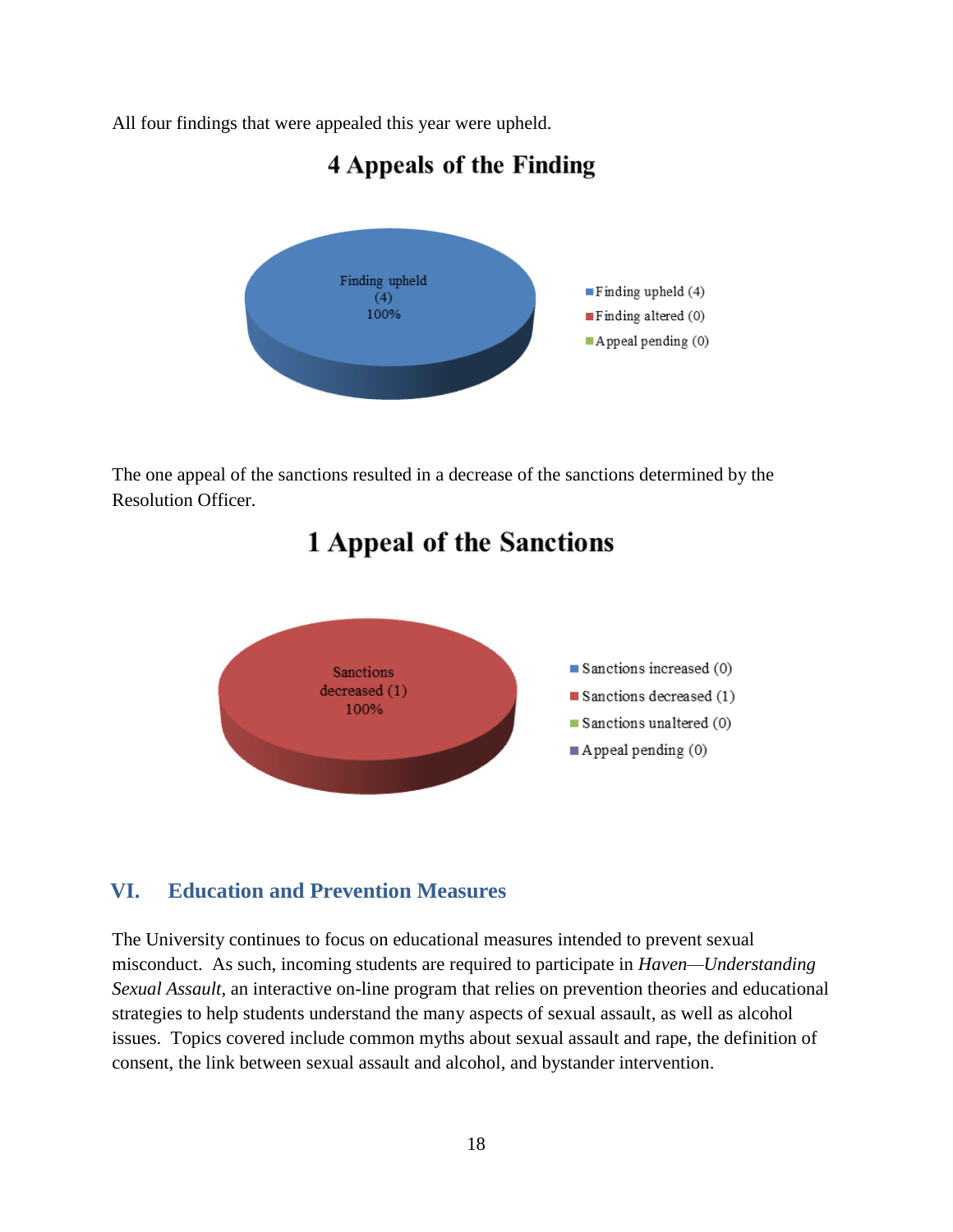All four findings that were appealed this year were upheld.

**4 Appeals of the Finding**

Finding upheld (4) 100%

- Finding upheld (4)
- Finding altered (0)
- Appeal pending (0)

The one appeal of the sanctions resulted in a decrease of the sanctions determined by the Resolution Officer.

**1 Appeal of the Sanctions**

Sanctions decreased (1) 100%

- Sanctions increased (0)
- Sanctions decreased (1)
- Sanctions unaltered (0)
- Appeal pending (0)

## VI. Education and Prevention Measures

The University continues to focus on educational measures intended to prevent sexual misconduct. As such, incoming students are required to participate in *Haven—Understanding Sexual Assault*, an interactive on-line program that relies on prevention theories and educational strategies to help students understand the many aspects of sexual assault, as well as alcohol issues. Topics covered include common myths about sexual assault and rape, the definition of consent, the link between sexual assault and alcohol, and bystander intervention.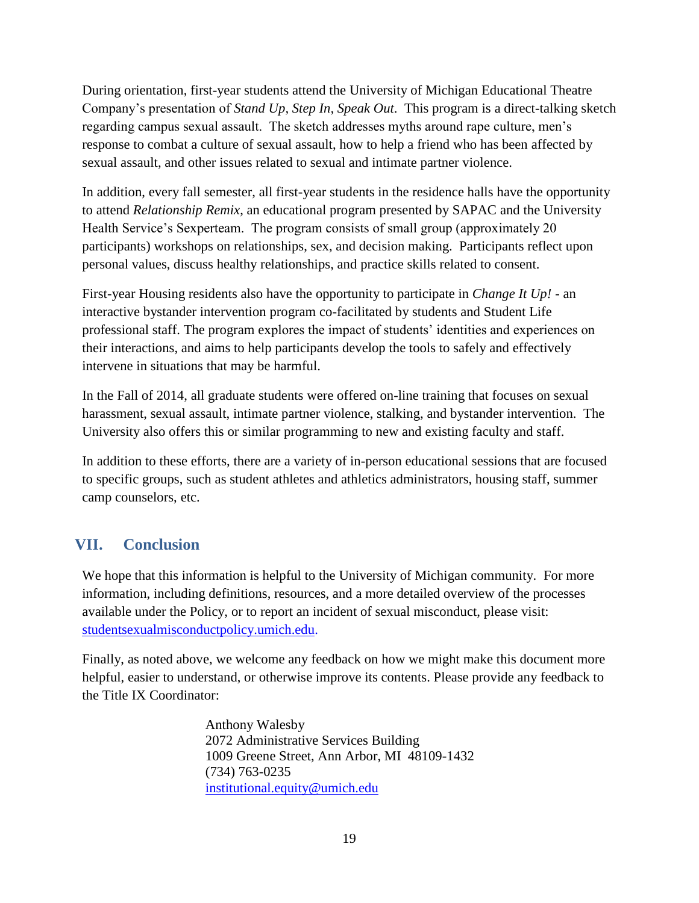During orientation, first-year students attend the University of Michigan Educational Theatre Company's presentation of *Stand Up, Step In, Speak Out*. This program is a direct-talking sketch regarding campus sexual assault. The sketch addresses myths around rape culture, men's response to combat a culture of sexual assault, how to help a friend who has been affected by sexual assault, and other issues related to sexual and intimate partner violence.

In addition, every fall semester, all first-year students in the residence halls have the opportunity to attend *Relationship Remix*, an educational program presented by SAPAC and the University Health Service's Sexperteam. The program consists of small group (approximately 20 participants) workshops on relationships, sex, and decision making. Participants reflect upon personal values, discuss healthy relationships, and practice skills related to consent.

First-year Housing residents also have the opportunity to participate in *Change It Up!* - an interactive bystander intervention program co-facilitated by students and Student Life professional staff. The program explores the impact of students' identities and experiences on their interactions, and aims to help participants develop the tools to safely and effectively intervene in situations that may be harmful.

In the Fall of 2014, all graduate students were offered on-line training that focuses on sexual harassment, sexual assault, intimate partner violence, stalking, and bystander intervention. The University also offers this or similar programming to new and existing faculty and staff.

In addition to these efforts, there are a variety of in-person educational sessions that are focused to specific groups, such as student athletes and athletics administrators, housing staff, summer camp counselors, etc.

## VII. Conclusion

We hope that this information is helpful to the University of Michigan community. For more information, including definitions, resources, and a more detailed overview of the processes available under the Policy, or to report an incident of sexual misconduct, please visit: studentsexualmisconductpolicy.umich.edu.

Finally, as noted above, we welcome any feedback on how we might make this document more helpful, easier to understand, or otherwise improve its contents. Please provide any feedback to the Title IX Coordinator:

Anthony Walesby  
2072 Administrative Services Building  
1009 Greene Street, Ann Arbor, MI 48109-1432  
(734) 763-0235  
institutional.equity@umich.edu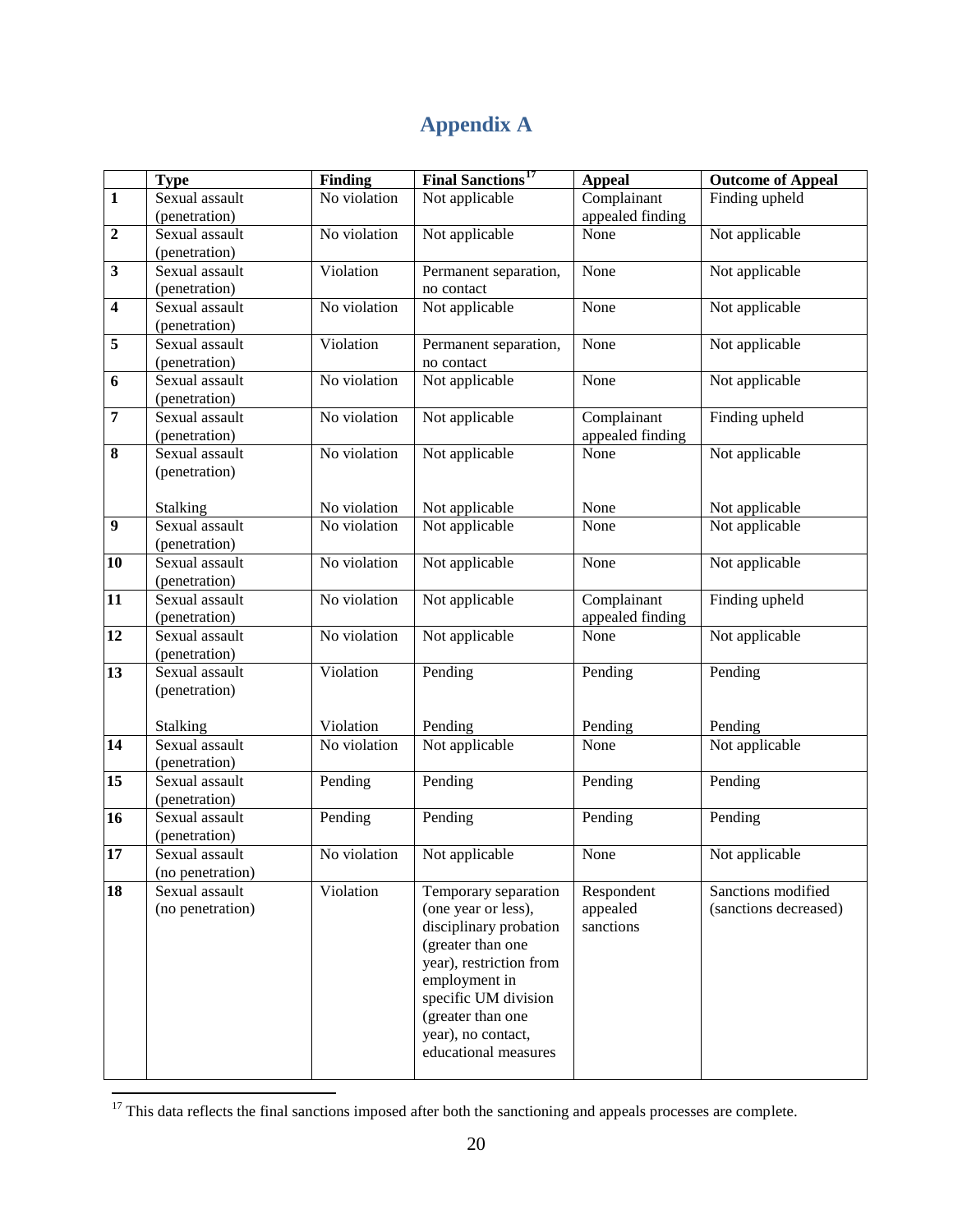# Appendix A

| | Type | Finding | Final Sanctions[17] | Appeal | Outcome of Appeal |
|---|---|---|---|---|---|
| **1** | Sexual assault (penetration) | No violation | Not applicable | Complainant appealed finding | Finding upheld |
| **2** | Sexual assault (penetration) | No violation | Not applicable | None | Not applicable |
| **3** | Sexual assault (penetration) | Violation | Permanent separation, no contact | None | Not applicable |
| **4** | Sexual assault (penetration) | No violation | Not applicable | None | Not applicable |
| **5** | Sexual assault (penetration) | Violation | Permanent separation, no contact | None | Not applicable |
| **6** | Sexual assault (penetration) | No violation | Not applicable | None | Not applicable |
| **7** | Sexual assault (penetration) | No violation | Not applicable | Complainant appealed finding | Finding upheld |
| **8** | Sexual assault (penetration)<br><br>Stalking | No violation<br><br>No violation | Not applicable<br><br>Not applicable | None<br><br>None | Not applicable<br><br>Not applicable |
| **9** | Sexual assault (penetration) | No violation | Not applicable | None | Not applicable |
| **10** | Sexual assault (penetration) | No violation | Not applicable | None | Not applicable |
| **11** | Sexual assault (penetration) | No violation | Not applicable | Complainant appealed finding | Finding upheld |
| **12** | Sexual assault (penetration) | No violation | Not applicable | None | Not applicable |
| **13** | Sexual assault (penetration)<br><br>Stalking | Violation<br><br>Violation | Pending<br><br>Pending | Pending<br><br>Pending | Pending<br><br>Pending |
| **14** | Sexual assault (penetration) | No violation | Not applicable | None | Not applicable |
| **15** | Sexual assault (penetration) | Pending | Pending | Pending | Pending |
| **16** | Sexual assault (penetration) | Pending | Pending | Pending | Pending |
| **17** | Sexual assault (no penetration) | No violation | Not applicable | None | Not applicable |
| **18** | Sexual assault (no penetration) | Violation | Temporary separation (one year or less), disciplinary probation (greater than one year), restriction from employment in specific UM division (greater than one year), no contact, educational measures | Respondent appealed sanctions | Sanctions modified (sanctions decreased) |

[17] This data reflects the final sanctions imposed after both the sanctioning and appeals processes are complete.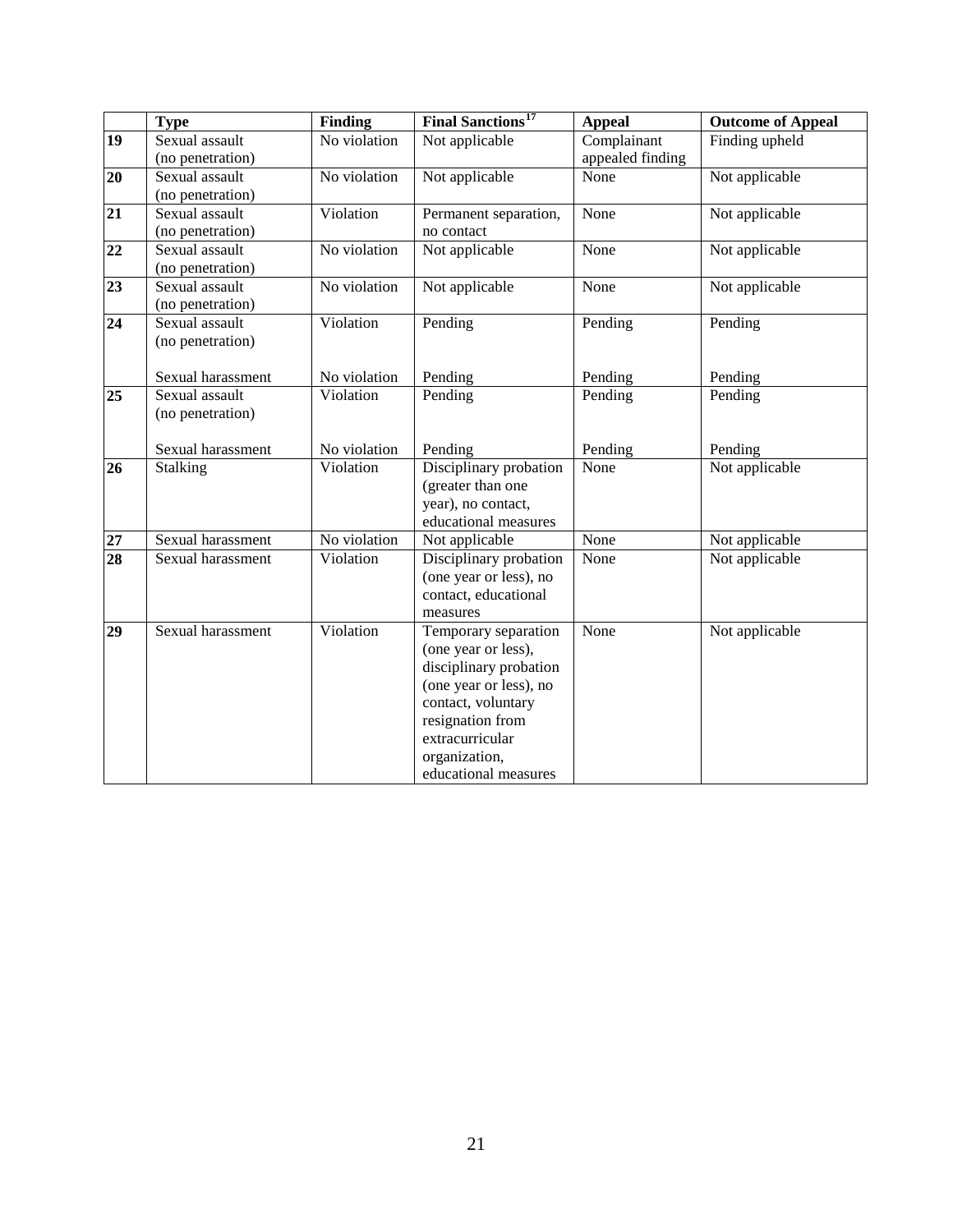| | Type | Finding | Final Sanctions[17] | Appeal | Outcome of Appeal |
|---|---|---|---|---|---|
| **19** | Sexual assault (no penetration) | No violation | Not applicable | Complainant appealed finding | Finding upheld |
| **20** | Sexual assault (no penetration) | No violation | Not applicable | None | Not applicable |
| **21** | Sexual assault (no penetration) | Violation | Permanent separation, no contact | None | Not applicable |
| **22** | Sexual assault (no penetration) | No violation | Not applicable | None | Not applicable |
| **23** | Sexual assault (no penetration) | No violation | Not applicable | None | Not applicable |
| **24** | Sexual assault (no penetration) | Violation | Pending | Pending | Pending |
| | Sexual harassment | No violation | Pending | Pending | Pending |
| **25** | Sexual assault (no penetration) | Violation | Pending | Pending | Pending |
| | Sexual harassment | No violation | Pending | Pending | Pending |
| **26** | Stalking | Violation | Disciplinary probation (greater than one year), no contact, educational measures | None | Not applicable |
| **27** | Sexual harassment | No violation | Not applicable | None | Not applicable |
| **28** | Sexual harassment | Violation | Disciplinary probation (one year or less), no contact, educational measures | None | Not applicable |
| **29** | Sexual harassment | Violation | Temporary separation (one year or less), disciplinary probation (one year or less), no contact, voluntary resignation from extracurricular organization, educational measures | None | Not applicable |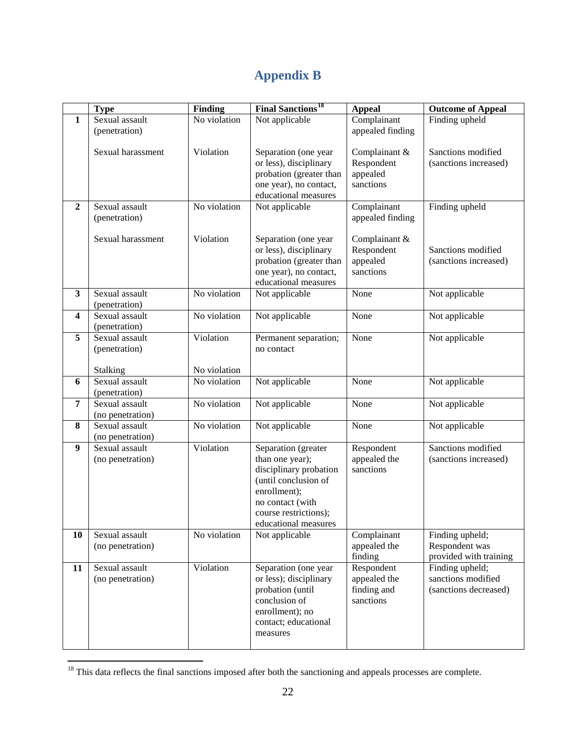# Appendix B

| | Type | Finding | Final Sanctions[18] | Appeal | Outcome of Appeal |
|---|---|---|---|---|---|
| **1** | Sexual assault (penetration) | No violation | Not applicable | Complainant appealed finding | Finding upheld |
| | Sexual harassment | Violation | Separation (one year or less), disciplinary probation (greater than one year), no contact, educational measures | Complainant & Respondent appealed sanctions | Sanctions modified (sanctions increased) |
| **2** | Sexual assault (penetration) | No violation | Not applicable | Complainant appealed finding | Finding upheld |
| | Sexual harassment | Violation | Separation (one year or less), disciplinary probation (greater than one year), no contact, educational measures | Complainant & Respondent appealed sanctions | Sanctions modified (sanctions increased) |
| **3** | Sexual assault (penetration) | No violation | Not applicable | None | Not applicable |
| **4** | Sexual assault (penetration) | No violation | Not applicable | None | Not applicable |
| **5** | Sexual assault (penetration) | Violation | Permanent separation; no contact | None | Not applicable |
| | Stalking | No violation | | | |
| **6** | Sexual assault (penetration) | No violation | Not applicable | None | Not applicable |
| **7** | Sexual assault (no penetration) | No violation | Not applicable | None | Not applicable |
| **8** | Sexual assault (no penetration) | No violation | Not applicable | None | Not applicable |
| **9** | Sexual assault (no penetration) | Violation | Separation (greater than one year); disciplinary probation (until conclusion of enrollment); no contact (with course restrictions); educational measures | Respondent appealed the sanctions | Sanctions modified (sanctions increased) |
| **10** | Sexual assault (no penetration) | No violation | Not applicable | Complainant appealed the finding | Finding upheld; Respondent was provided with training |
| **11** | Sexual assault (no penetration) | Violation | Separation (one year or less); disciplinary probation (until conclusion of enrollment); no contact; educational measures | Respondent appealed the finding and sanctions | Finding upheld; sanctions modified (sanctions decreased) |

[18] This data reflects the final sanctions imposed after both the sanctioning and appeals processes are complete.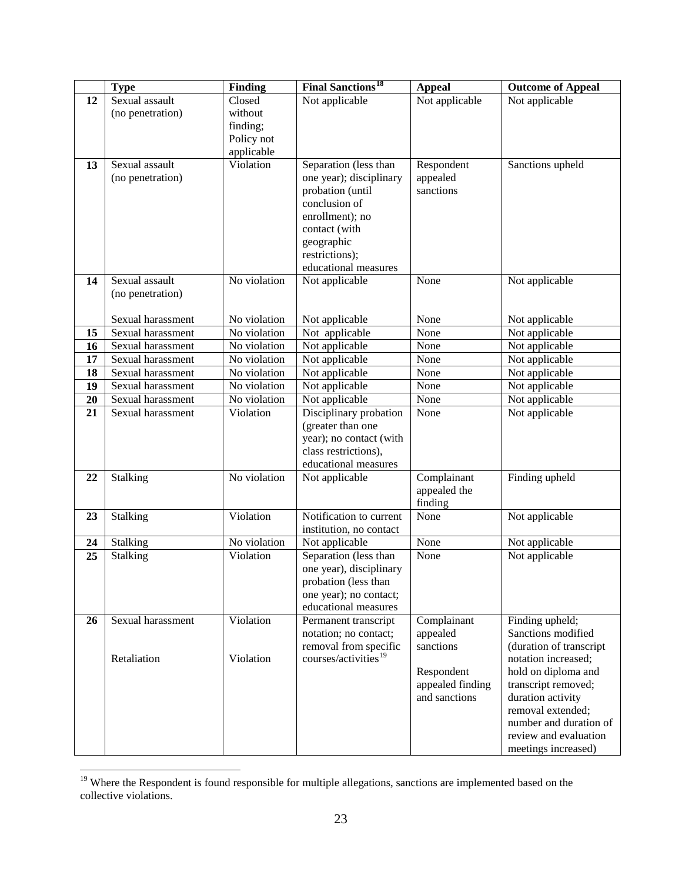| | Type | Finding | Final Sanctions[18] | Appeal | Outcome of Appeal |
|---|---|---|---|---|---|
| **12** | Sexual assault (no penetration) | Closed without finding; Policy not applicable | Not applicable | Not applicable | Not applicable |
| **13** | Sexual assault (no penetration) | Violation | Separation (less than one year); disciplinary probation (until conclusion of enrollment); no contact (with geographic restrictions); educational measures | Respondent appealed sanctions | Sanctions upheld |
| **14** | Sexual assault (no penetration) | No violation | Not applicable | None | Not applicable |
| | Sexual harassment | No violation | Not applicable | None | Not applicable |
| **15** | Sexual harassment | No violation | Not applicable | None | Not applicable |
| **16** | Sexual harassment | No violation | Not applicable | None | Not applicable |
| **17** | Sexual harassment | No violation | Not applicable | None | Not applicable |
| **18** | Sexual harassment | No violation | Not applicable | None | Not applicable |
| **19** | Sexual harassment | No violation | Not applicable | None | Not applicable |
| **20** | Sexual harassment | No violation | Not applicable | None | Not applicable |
| **21** | Sexual harassment | Violation | Disciplinary probation (greater than one year); no contact (with class restrictions), educational measures | None | Not applicable |
| **22** | Stalking | No violation | Not applicable | Complainant appealed the finding | Finding upheld |
| **23** | Stalking | Violation | Notification to current institution, no contact | None | Not applicable |
| **24** | Stalking | No violation | Not applicable | None | Not applicable |
| **25** | Stalking | Violation | Separation (less than one year), disciplinary probation (less than one year); no contact; educational measures | None | Not applicable |
| **26** | Sexual harassment | Violation | Permanent transcript notation; no contact; removal from specific courses/activities[19] | Complainant appealed sanctions | Finding upheld; Sanctions modified (duration of transcript notation increased; hold on diploma and transcript removed; duration activity removal extended; number and duration of review and evaluation meetings increased) |
| | Retaliation | Violation | | Respondent appealed finding and sanctions | |

[19] Where the Respondent is found responsible for multiple allegations, sanctions are implemented based on the collective violations.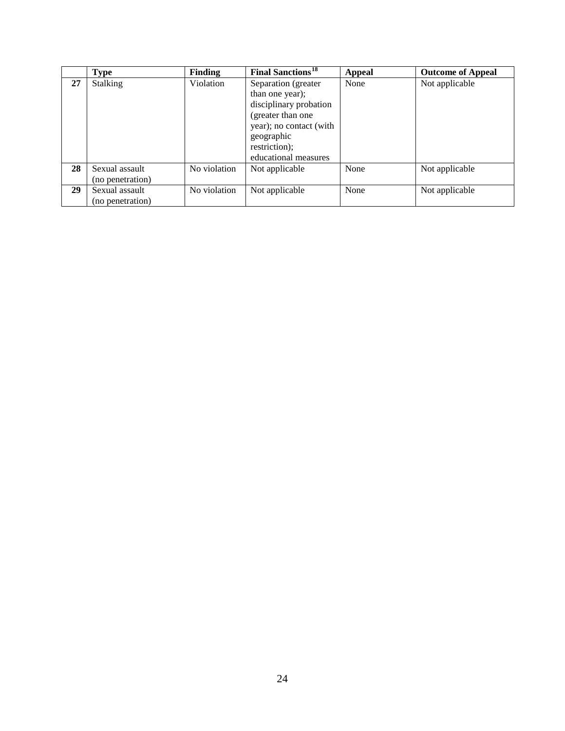| | Type | Finding | Final Sanctions[18] | Appeal | Outcome of Appeal |
|---|---|---|---|---|---|
| **27** | Stalking | Violation | Separation (greater than one year); disciplinary probation (greater than one year); no contact (with geographic restriction); educational measures | None | Not applicable |
| **28** | Sexual assault (no penetration) | No violation | Not applicable | None | Not applicable |
| **29** | Sexual assault (no penetration) | No violation | Not applicable | None | Not applicable |